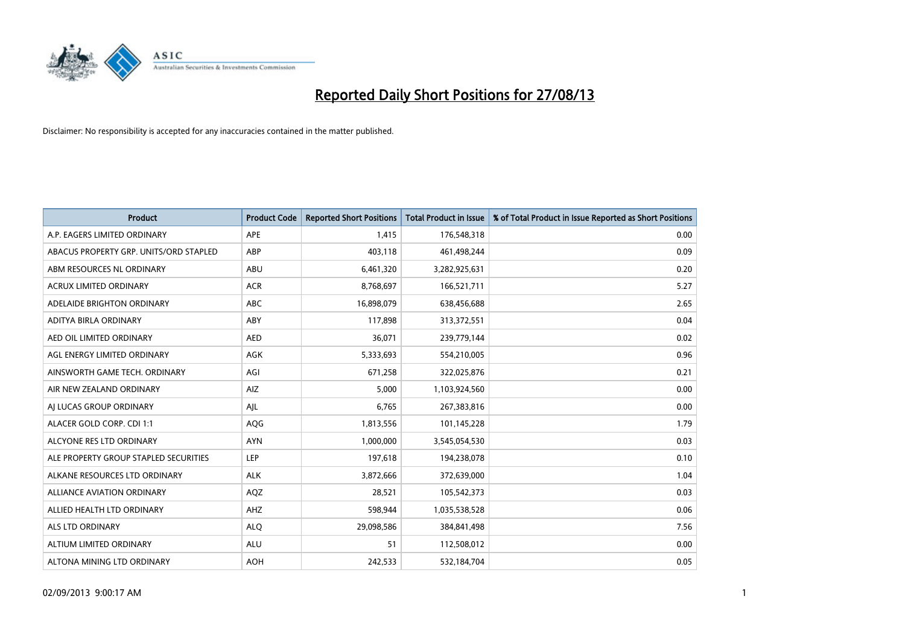# Reported Daily Short Positions for 27/08/13

Disclaimer: No responsibility is accepted for any inaccuracies contained in the matter published.

| Product | Product Code | Reported Short Positions | Total Product in Issue | % of Total Product in Issue Reported as Short Positions |
|---|---|---|---|---|
| A.P. EAGERS LIMITED ORDINARY | APE | 1,415 | 176,548,318 | 0.00 |
| ABACUS PROPERTY GRP. UNITS/ORD STAPLED | ABP | 403,118 | 461,498,244 | 0.09 |
| ABM RESOURCES NL ORDINARY | ABU | 6,461,320 | 3,282,925,631 | 0.20 |
| ACRUX LIMITED ORDINARY | ACR | 8,768,697 | 166,521,711 | 5.27 |
| ADELAIDE BRIGHTON ORDINARY | ABC | 16,898,079 | 638,456,688 | 2.65 |
| ADITYA BIRLA ORDINARY | ABY | 117,898 | 313,372,551 | 0.04 |
| AED OIL LIMITED ORDINARY | AED | 36,071 | 239,779,144 | 0.02 |
| AGL ENERGY LIMITED ORDINARY | AGK | 5,333,693 | 554,210,005 | 0.96 |
| AINSWORTH GAME TECH. ORDINARY | AGI | 671,258 | 322,025,876 | 0.21 |
| AIR NEW ZEALAND ORDINARY | AIZ | 5,000 | 1,103,924,560 | 0.00 |
| AJ LUCAS GROUP ORDINARY | AJL | 6,765 | 267,383,816 | 0.00 |
| ALACER GOLD CORP. CDI 1:1 | AQG | 1,813,556 | 101,145,228 | 1.79 |
| ALCYONE RES LTD ORDINARY | AYN | 1,000,000 | 3,545,054,530 | 0.03 |
| ALE PROPERTY GROUP STAPLED SECURITIES | LEP | 197,618 | 194,238,078 | 0.10 |
| ALKANE RESOURCES LTD ORDINARY | ALK | 3,872,666 | 372,639,000 | 1.04 |
| ALLIANCE AVIATION ORDINARY | AQZ | 28,521 | 105,542,373 | 0.03 |
| ALLIED HEALTH LTD ORDINARY | AHZ | 598,944 | 1,035,538,528 | 0.06 |
| ALS LTD ORDINARY | ALQ | 29,098,586 | 384,841,498 | 7.56 |
| ALTIUM LIMITED ORDINARY | ALU | 51 | 112,508,012 | 0.00 |
| ALTONA MINING LTD ORDINARY | AOH | 242,533 | 532,184,704 | 0.05 |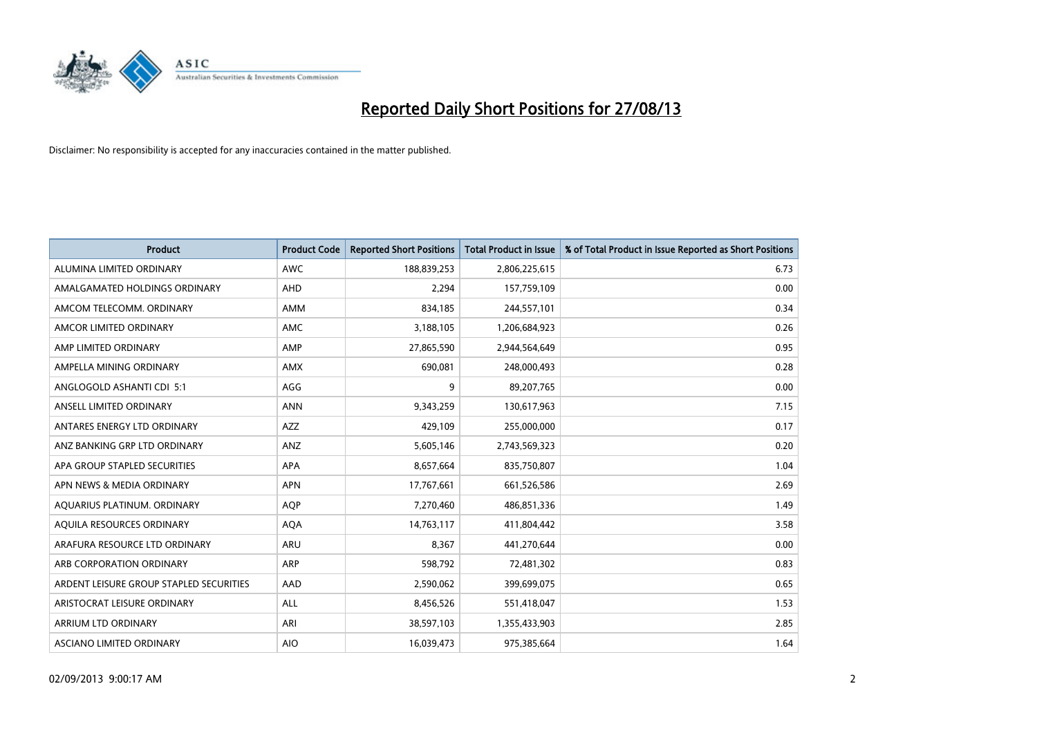# Reported Daily Short Positions for 27/08/13

Disclaimer: No responsibility is accepted for any inaccuracies contained in the matter published.

| Product | Product Code | Reported Short Positions | Total Product in Issue | % of Total Product in Issue Reported as Short Positions |
|---|---|---|---|---|
| ALUMINA LIMITED ORDINARY | AWC | 188,839,253 | 2,806,225,615 | 6.73 |
| AMALGAMATED HOLDINGS ORDINARY | AHD | 2,294 | 157,759,109 | 0.00 |
| AMCOM TELECOMM. ORDINARY | AMM | 834,185 | 244,557,101 | 0.34 |
| AMCOR LIMITED ORDINARY | AMC | 3,188,105 | 1,206,684,923 | 0.26 |
| AMP LIMITED ORDINARY | AMP | 27,865,590 | 2,944,564,649 | 0.95 |
| AMPELLA MINING ORDINARY | AMX | 690,081 | 248,000,493 | 0.28 |
| ANGLOGOLD ASHANTI CDI 5:1 | AGG | 9 | 89,207,765 | 0.00 |
| ANSELL LIMITED ORDINARY | ANN | 9,343,259 | 130,617,963 | 7.15 |
| ANTARES ENERGY LTD ORDINARY | AZZ | 429,109 | 255,000,000 | 0.17 |
| ANZ BANKING GRP LTD ORDINARY | ANZ | 5,605,146 | 2,743,569,323 | 0.20 |
| APA GROUP STAPLED SECURITIES | APA | 8,657,664 | 835,750,807 | 1.04 |
| APN NEWS & MEDIA ORDINARY | APN | 17,767,661 | 661,526,586 | 2.69 |
| AQUARIUS PLATINUM. ORDINARY | AQP | 7,270,460 | 486,851,336 | 1.49 |
| AQUILA RESOURCES ORDINARY | AQA | 14,763,117 | 411,804,442 | 3.58 |
| ARAFURA RESOURCE LTD ORDINARY | ARU | 8,367 | 441,270,644 | 0.00 |
| ARB CORPORATION ORDINARY | ARP | 598,792 | 72,481,302 | 0.83 |
| ARDENT LEISURE GROUP STAPLED SECURITIES | AAD | 2,590,062 | 399,699,075 | 0.65 |
| ARISTOCRAT LEISURE ORDINARY | ALL | 8,456,526 | 551,418,047 | 1.53 |
| ARRIUM LTD ORDINARY | ARI | 38,597,103 | 1,355,433,903 | 2.85 |
| ASCIANO LIMITED ORDINARY | AIO | 16,039,473 | 975,385,664 | 1.64 |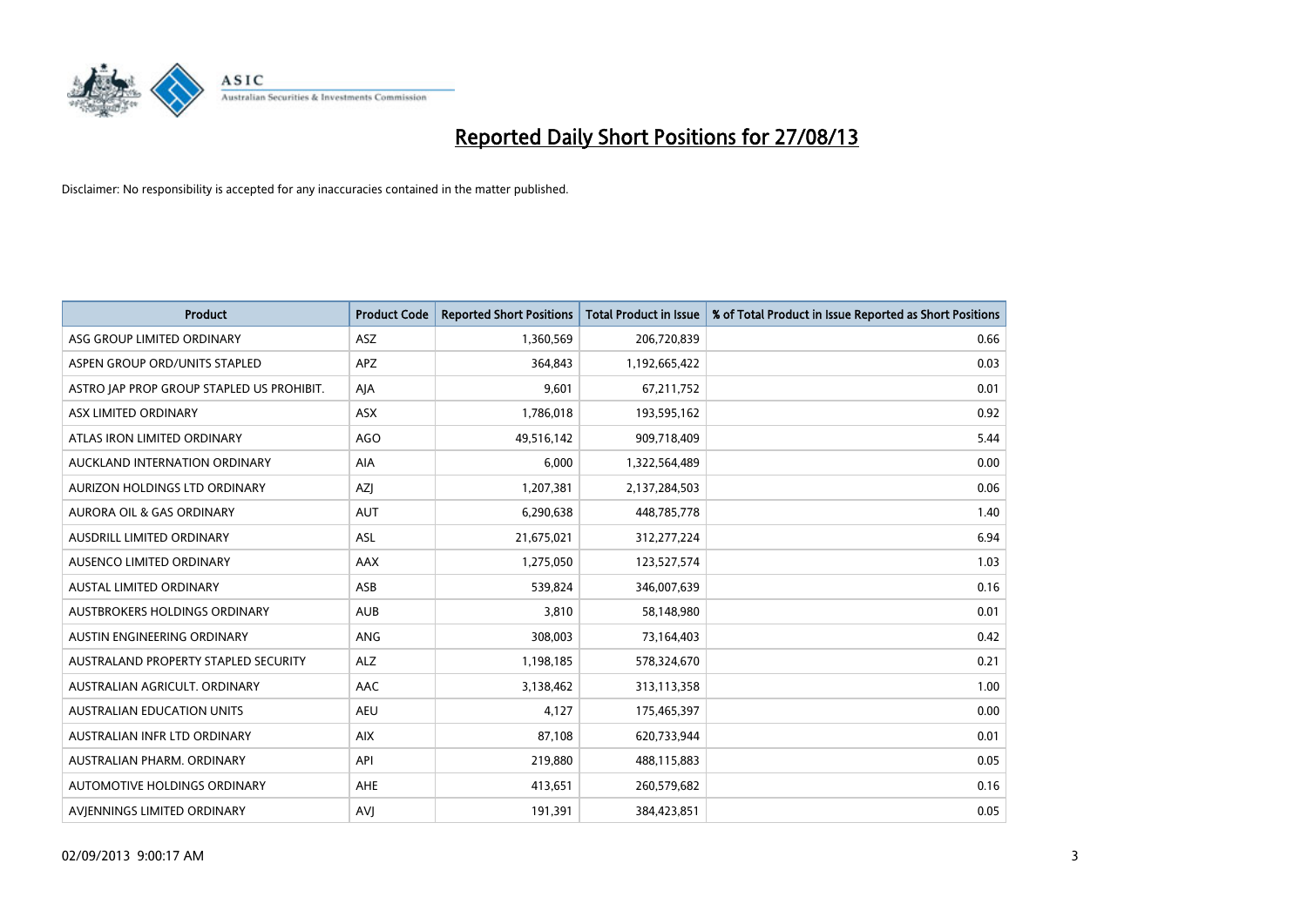# Reported Daily Short Positions for 27/08/13

Disclaimer: No responsibility is accepted for any inaccuracies contained in the matter published.

| Product | Product Code | Reported Short Positions | Total Product in Issue | % of Total Product in Issue Reported as Short Positions |
|---|---|---|---|---|
| ASG GROUP LIMITED ORDINARY | ASZ | 1,360,569 | 206,720,839 | 0.66 |
| ASPEN GROUP ORD/UNITS STAPLED | APZ | 364,843 | 1,192,665,422 | 0.03 |
| ASTRO JAP PROP GROUP STAPLED US PROHIBIT. | AJA | 9,601 | 67,211,752 | 0.01 |
| ASX LIMITED ORDINARY | ASX | 1,786,018 | 193,595,162 | 0.92 |
| ATLAS IRON LIMITED ORDINARY | AGO | 49,516,142 | 909,718,409 | 5.44 |
| AUCKLAND INTERNATION ORDINARY | AIA | 6,000 | 1,322,564,489 | 0.00 |
| AURIZON HOLDINGS LTD ORDINARY | AZJ | 1,207,381 | 2,137,284,503 | 0.06 |
| AURORA OIL & GAS ORDINARY | AUT | 6,290,638 | 448,785,778 | 1.40 |
| AUSDRILL LIMITED ORDINARY | ASL | 21,675,021 | 312,277,224 | 6.94 |
| AUSENCO LIMITED ORDINARY | AAX | 1,275,050 | 123,527,574 | 1.03 |
| AUSTAL LIMITED ORDINARY | ASB | 539,824 | 346,007,639 | 0.16 |
| AUSTBROKERS HOLDINGS ORDINARY | AUB | 3,810 | 58,148,980 | 0.01 |
| AUSTIN ENGINEERING ORDINARY | ANG | 308,003 | 73,164,403 | 0.42 |
| AUSTRALAND PROPERTY STAPLED SECURITY | ALZ | 1,198,185 | 578,324,670 | 0.21 |
| AUSTRALIAN AGRICULT. ORDINARY | AAC | 3,138,462 | 313,113,358 | 1.00 |
| AUSTRALIAN EDUCATION UNITS | AEU | 4,127 | 175,465,397 | 0.00 |
| AUSTRALIAN INFR LTD ORDINARY | AIX | 87,108 | 620,733,944 | 0.01 |
| AUSTRALIAN PHARM. ORDINARY | API | 219,880 | 488,115,883 | 0.05 |
| AUTOMOTIVE HOLDINGS ORDINARY | AHE | 413,651 | 260,579,682 | 0.16 |
| AVJENNINGS LIMITED ORDINARY | AVJ | 191,391 | 384,423,851 | 0.05 |

02/09/2013 9:00:17 AM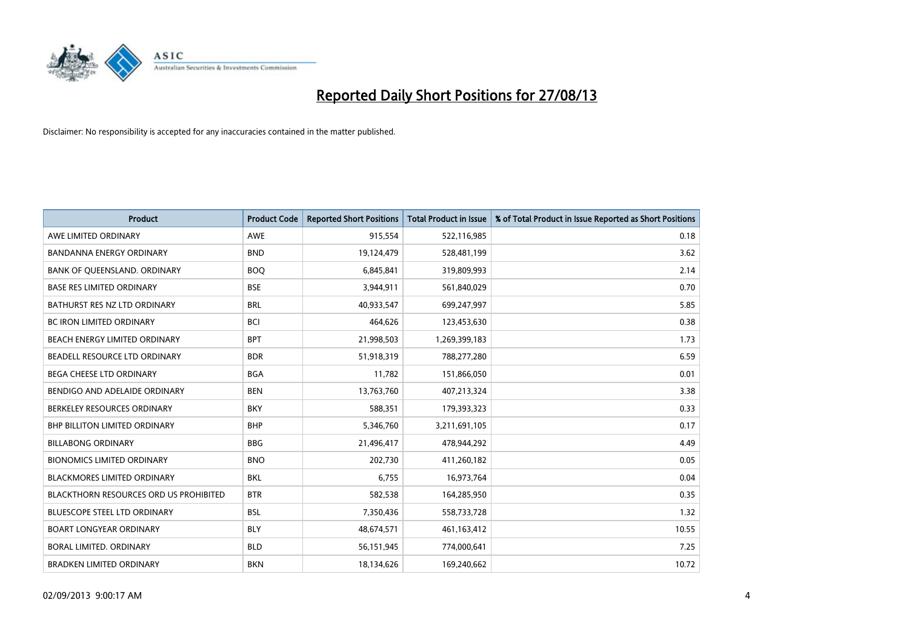# Reported Daily Short Positions for 27/08/13

Disclaimer: No responsibility is accepted for any inaccuracies contained in the matter published.

| Product | Product Code | Reported Short Positions | Total Product in Issue | % of Total Product in Issue Reported as Short Positions |
|---|---|---|---|---|
| AWE LIMITED ORDINARY | AWE | 915,554 | 522,116,985 | 0.18 |
| BANDANNA ENERGY ORDINARY | BND | 19,124,479 | 528,481,199 | 3.62 |
| BANK OF QUEENSLAND. ORDINARY | BOQ | 6,845,841 | 319,809,993 | 2.14 |
| BASE RES LIMITED ORDINARY | BSE | 3,944,911 | 561,840,029 | 0.70 |
| BATHURST RES NZ LTD ORDINARY | BRL | 40,933,547 | 699,247,997 | 5.85 |
| BC IRON LIMITED ORDINARY | BCI | 464,626 | 123,453,630 | 0.38 |
| BEACH ENERGY LIMITED ORDINARY | BPT | 21,998,503 | 1,269,399,183 | 1.73 |
| BEADELL RESOURCE LTD ORDINARY | BDR | 51,918,319 | 788,277,280 | 6.59 |
| BEGA CHEESE LTD ORDINARY | BGA | 11,782 | 151,866,050 | 0.01 |
| BENDIGO AND ADELAIDE ORDINARY | BEN | 13,763,760 | 407,213,324 | 3.38 |
| BERKELEY RESOURCES ORDINARY | BKY | 588,351 | 179,393,323 | 0.33 |
| BHP BILLITON LIMITED ORDINARY | BHP | 5,346,760 | 3,211,691,105 | 0.17 |
| BILLABONG ORDINARY | BBG | 21,496,417 | 478,944,292 | 4.49 |
| BIONOMICS LIMITED ORDINARY | BNO | 202,730 | 411,260,182 | 0.05 |
| BLACKMORES LIMITED ORDINARY | BKL | 6,755 | 16,973,764 | 0.04 |
| BLACKTHORN RESOURCES ORD US PROHIBITED | BTR | 582,538 | 164,285,950 | 0.35 |
| BLUESCOPE STEEL LTD ORDINARY | BSL | 7,350,436 | 558,733,728 | 1.32 |
| BOART LONGYEAR ORDINARY | BLY | 48,674,571 | 461,163,412 | 10.55 |
| BORAL LIMITED. ORDINARY | BLD | 56,151,945 | 774,000,641 | 7.25 |
| BRADKEN LIMITED ORDINARY | BKN | 18,134,626 | 169,240,662 | 10.72 |

02/09/2013 9:00:17 AM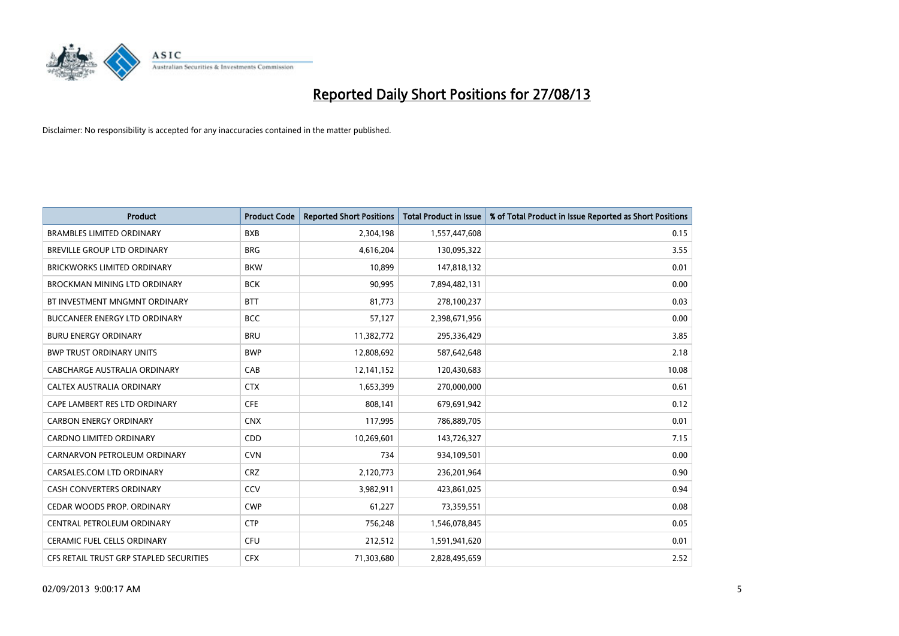# Reported Daily Short Positions for 27/08/13

Disclaimer: No responsibility is accepted for any inaccuracies contained in the matter published.

| Product | Product Code | Reported Short Positions | Total Product in Issue | % of Total Product in Issue Reported as Short Positions |
|---|---|---|---|---|
| BRAMBLES LIMITED ORDINARY | BXB | 2,304,198 | 1,557,447,608 | 0.15 |
| BREVILLE GROUP LTD ORDINARY | BRG | 4,616,204 | 130,095,322 | 3.55 |
| BRICKWORKS LIMITED ORDINARY | BKW | 10,899 | 147,818,132 | 0.01 |
| BROCKMAN MINING LTD ORDINARY | BCK | 90,995 | 7,894,482,131 | 0.00 |
| BT INVESTMENT MNGMNT ORDINARY | BTT | 81,773 | 278,100,237 | 0.03 |
| BUCCANEER ENERGY LTD ORDINARY | BCC | 57,127 | 2,398,671,956 | 0.00 |
| BURU ENERGY ORDINARY | BRU | 11,382,772 | 295,336,429 | 3.85 |
| BWP TRUST ORDINARY UNITS | BWP | 12,808,692 | 587,642,648 | 2.18 |
| CABCHARGE AUSTRALIA ORDINARY | CAB | 12,141,152 | 120,430,683 | 10.08 |
| CALTEX AUSTRALIA ORDINARY | CTX | 1,653,399 | 270,000,000 | 0.61 |
| CAPE LAMBERT RES LTD ORDINARY | CFE | 808,141 | 679,691,942 | 0.12 |
| CARBON ENERGY ORDINARY | CNX | 117,995 | 786,889,705 | 0.01 |
| CARDNO LIMITED ORDINARY | CDD | 10,269,601 | 143,726,327 | 7.15 |
| CARNARVON PETROLEUM ORDINARY | CVN | 734 | 934,109,501 | 0.00 |
| CARSALES.COM LTD ORDINARY | CRZ | 2,120,773 | 236,201,964 | 0.90 |
| CASH CONVERTERS ORDINARY | CCV | 3,982,911 | 423,861,025 | 0.94 |
| CEDAR WOODS PROP. ORDINARY | CWP | 61,227 | 73,359,551 | 0.08 |
| CENTRAL PETROLEUM ORDINARY | CTP | 756,248 | 1,546,078,845 | 0.05 |
| CERAMIC FUEL CELLS ORDINARY | CFU | 212,512 | 1,591,941,620 | 0.01 |
| CFS RETAIL TRUST GRP STAPLED SECURITIES | CFX | 71,303,680 | 2,828,495,659 | 2.52 |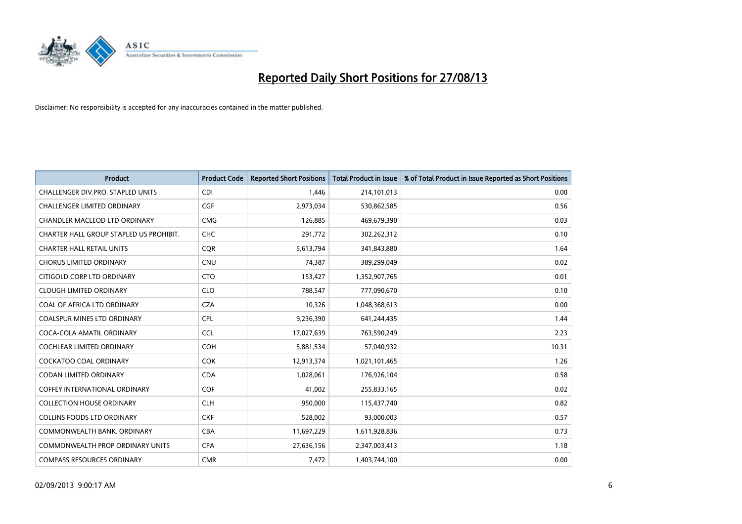# Reported Daily Short Positions for 27/08/13

Disclaimer: No responsibility is accepted for any inaccuracies contained in the matter published.

| Product | Product Code | Reported Short Positions | Total Product in Issue | % of Total Product in Issue Reported as Short Positions |
|---|---|---|---|---|
| CHALLENGER DIV.PRO. STAPLED UNITS | CDI | 1,446 | 214,101,013 | 0.00 |
| CHALLENGER LIMITED ORDINARY | CGF | 2,973,034 | 530,862,585 | 0.56 |
| CHANDLER MACLEOD LTD ORDINARY | CMG | 126,885 | 469,679,390 | 0.03 |
| CHARTER HALL GROUP STAPLED US PROHIBIT. | CHC | 291,772 | 302,262,312 | 0.10 |
| CHARTER HALL RETAIL UNITS | CQR | 5,613,794 | 341,843,880 | 1.64 |
| CHORUS LIMITED ORDINARY | CNU | 74,387 | 389,299,049 | 0.02 |
| CITIGOLD CORP LTD ORDINARY | CTO | 153,427 | 1,352,907,765 | 0.01 |
| CLOUGH LIMITED ORDINARY | CLO | 788,547 | 777,090,670 | 0.10 |
| COAL OF AFRICA LTD ORDINARY | CZA | 10,326 | 1,048,368,613 | 0.00 |
| COALSPUR MINES LTD ORDINARY | CPL | 9,236,390 | 641,244,435 | 1.44 |
| COCA-COLA AMATIL ORDINARY | CCL | 17,027,639 | 763,590,249 | 2.23 |
| COCHLEAR LIMITED ORDINARY | COH | 5,881,534 | 57,040,932 | 10.31 |
| COCKATOO COAL ORDINARY | COK | 12,913,374 | 1,021,101,465 | 1.26 |
| CODAN LIMITED ORDINARY | CDA | 1,028,061 | 176,926,104 | 0.58 |
| COFFEY INTERNATIONAL ORDINARY | COF | 41,002 | 255,833,165 | 0.02 |
| COLLECTION HOUSE ORDINARY | CLH | 950,000 | 115,437,740 | 0.82 |
| COLLINS FOODS LTD ORDINARY | CKF | 528,002 | 93,000,003 | 0.57 |
| COMMONWEALTH BANK. ORDINARY | CBA | 11,697,229 | 1,611,928,836 | 0.73 |
| COMMONWEALTH PROP ORDINARY UNITS | CPA | 27,636,156 | 2,347,003,413 | 1.18 |
| COMPASS RESOURCES ORDINARY | CMR | 7,472 | 1,403,744,100 | 0.00 |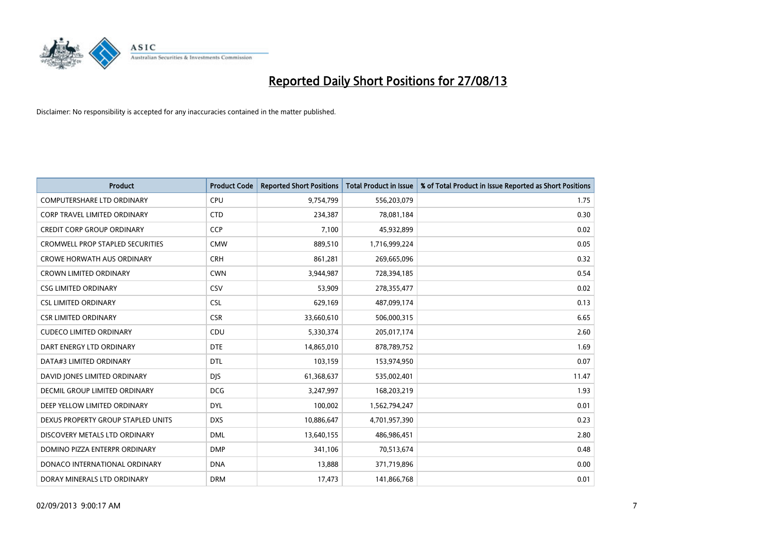# Reported Daily Short Positions for 27/08/13

Disclaimer: No responsibility is accepted for any inaccuracies contained in the matter published.

| Product | Product Code | Reported Short Positions | Total Product in Issue | % of Total Product in Issue Reported as Short Positions |
|---|---|---|---|---|
| COMPUTERSHARE LTD ORDINARY | CPU | 9,754,799 | 556,203,079 | 1.75 |
| CORP TRAVEL LIMITED ORDINARY | CTD | 234,387 | 78,081,184 | 0.30 |
| CREDIT CORP GROUP ORDINARY | CCP | 7,100 | 45,932,899 | 0.02 |
| CROMWELL PROP STAPLED SECURITIES | CMW | 889,510 | 1,716,999,224 | 0.05 |
| CROWE HORWATH AUS ORDINARY | CRH | 861,281 | 269,665,096 | 0.32 |
| CROWN LIMITED ORDINARY | CWN | 3,944,987 | 728,394,185 | 0.54 |
| CSG LIMITED ORDINARY | CSV | 53,909 | 278,355,477 | 0.02 |
| CSL LIMITED ORDINARY | CSL | 629,169 | 487,099,174 | 0.13 |
| CSR LIMITED ORDINARY | CSR | 33,660,610 | 506,000,315 | 6.65 |
| CUDECO LIMITED ORDINARY | CDU | 5,330,374 | 205,017,174 | 2.60 |
| DART ENERGY LTD ORDINARY | DTE | 14,865,010 | 878,789,752 | 1.69 |
| DATA#3 LIMITED ORDINARY | DTL | 103,159 | 153,974,950 | 0.07 |
| DAVID JONES LIMITED ORDINARY | DJS | 61,368,637 | 535,002,401 | 11.47 |
| DECMIL GROUP LIMITED ORDINARY | DCG | 3,247,997 | 168,203,219 | 1.93 |
| DEEP YELLOW LIMITED ORDINARY | DYL | 100,002 | 1,562,794,247 | 0.01 |
| DEXUS PROPERTY GROUP STAPLED UNITS | DXS | 10,886,647 | 4,701,957,390 | 0.23 |
| DISCOVERY METALS LTD ORDINARY | DML | 13,640,155 | 486,986,451 | 2.80 |
| DOMINO PIZZA ENTERPR ORDINARY | DMP | 341,106 | 70,513,674 | 0.48 |
| DONACO INTERNATIONAL ORDINARY | DNA | 13,888 | 371,719,896 | 0.00 |
| DORAY MINERALS LTD ORDINARY | DRM | 17,473 | 141,866,768 | 0.01 |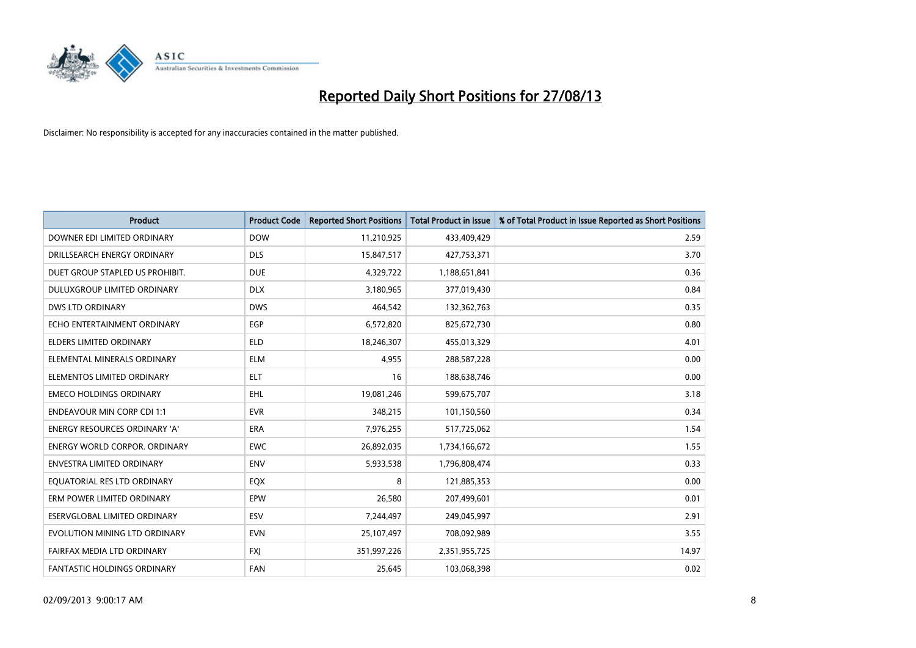# Reported Daily Short Positions for 27/08/13

Disclaimer: No responsibility is accepted for any inaccuracies contained in the matter published.

| Product | Product Code | Reported Short Positions | Total Product in Issue | % of Total Product in Issue Reported as Short Positions |
|---|---|---|---|---|
| DOWNER EDI LIMITED ORDINARY | DOW | 11,210,925 | 433,409,429 | 2.59 |
| DRILLSEARCH ENERGY ORDINARY | DLS | 15,847,517 | 427,753,371 | 3.70 |
| DUET GROUP STAPLED US PROHIBIT. | DUE | 4,329,722 | 1,188,651,841 | 0.36 |
| DULUXGROUP LIMITED ORDINARY | DLX | 3,180,965 | 377,019,430 | 0.84 |
| DWS LTD ORDINARY | DWS | 464,542 | 132,362,763 | 0.35 |
| ECHO ENTERTAINMENT ORDINARY | EGP | 6,572,820 | 825,672,730 | 0.80 |
| ELDERS LIMITED ORDINARY | ELD | 18,246,307 | 455,013,329 | 4.01 |
| ELEMENTAL MINERALS ORDINARY | ELM | 4,955 | 288,587,228 | 0.00 |
| ELEMENTOS LIMITED ORDINARY | ELT | 16 | 188,638,746 | 0.00 |
| EMECO HOLDINGS ORDINARY | EHL | 19,081,246 | 599,675,707 | 3.18 |
| ENDEAVOUR MIN CORP CDI 1:1 | EVR | 348,215 | 101,150,560 | 0.34 |
| ENERGY RESOURCES ORDINARY 'A' | ERA | 7,976,255 | 517,725,062 | 1.54 |
| ENERGY WORLD CORPOR. ORDINARY | EWC | 26,892,035 | 1,734,166,672 | 1.55 |
| ENVESTRA LIMITED ORDINARY | ENV | 5,933,538 | 1,796,808,474 | 0.33 |
| EQUATORIAL RES LTD ORDINARY | EQX | 8 | 121,885,353 | 0.00 |
| ERM POWER LIMITED ORDINARY | EPW | 26,580 | 207,499,601 | 0.01 |
| ESERVGLOBAL LIMITED ORDINARY | ESV | 7,244,497 | 249,045,997 | 2.91 |
| EVOLUTION MINING LTD ORDINARY | EVN | 25,107,497 | 708,092,989 | 3.55 |
| FAIRFAX MEDIA LTD ORDINARY | FXJ | 351,997,226 | 2,351,955,725 | 14.97 |
| FANTASTIC HOLDINGS ORDINARY | FAN | 25,645 | 103,068,398 | 0.02 |

02/09/2013 9:00:17 AM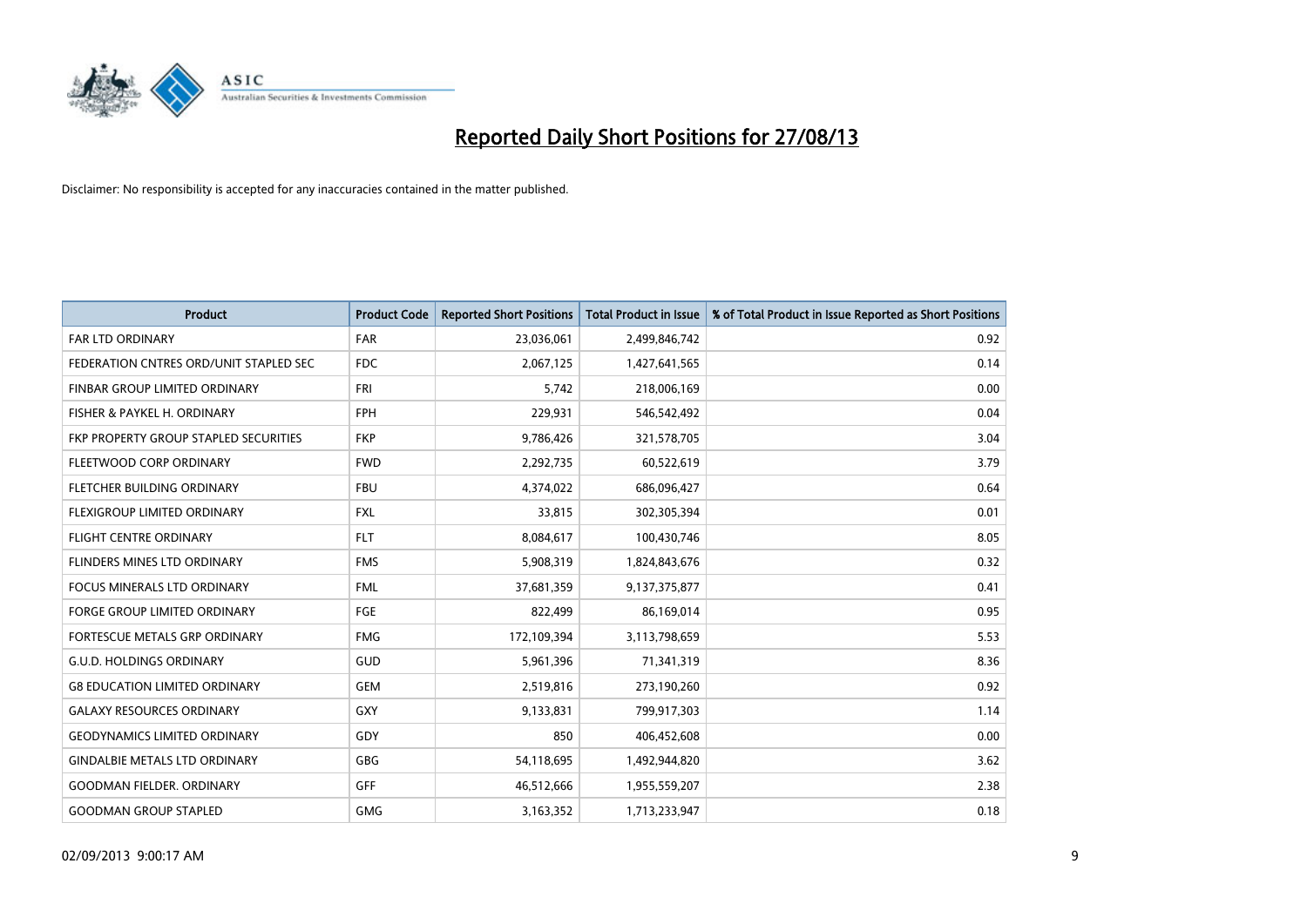# Reported Daily Short Positions for 27/08/13

Disclaimer: No responsibility is accepted for any inaccuracies contained in the matter published.

| Product | Product Code | Reported Short Positions | Total Product in Issue | % of Total Product in Issue Reported as Short Positions |
|---|---|---|---|---|
| FAR LTD ORDINARY | FAR | 23,036,061 | 2,499,846,742 | 0.92 |
| FEDERATION CNTRES ORD/UNIT STAPLED SEC | FDC | 2,067,125 | 1,427,641,565 | 0.14 |
| FINBAR GROUP LIMITED ORDINARY | FRI | 5,742 | 218,006,169 | 0.00 |
| FISHER & PAYKEL H. ORDINARY | FPH | 229,931 | 546,542,492 | 0.04 |
| FKP PROPERTY GROUP STAPLED SECURITIES | FKP | 9,786,426 | 321,578,705 | 3.04 |
| FLEETWOOD CORP ORDINARY | FWD | 2,292,735 | 60,522,619 | 3.79 |
| FLETCHER BUILDING ORDINARY | FBU | 4,374,022 | 686,096,427 | 0.64 |
| FLEXIGROUP LIMITED ORDINARY | FXL | 33,815 | 302,305,394 | 0.01 |
| FLIGHT CENTRE ORDINARY | FLT | 8,084,617 | 100,430,746 | 8.05 |
| FLINDERS MINES LTD ORDINARY | FMS | 5,908,319 | 1,824,843,676 | 0.32 |
| FOCUS MINERALS LTD ORDINARY | FML | 37,681,359 | 9,137,375,877 | 0.41 |
| FORGE GROUP LIMITED ORDINARY | FGE | 822,499 | 86,169,014 | 0.95 |
| FORTESCUE METALS GRP ORDINARY | FMG | 172,109,394 | 3,113,798,659 | 5.53 |
| G.U.D. HOLDINGS ORDINARY | GUD | 5,961,396 | 71,341,319 | 8.36 |
| G8 EDUCATION LIMITED ORDINARY | GEM | 2,519,816 | 273,190,260 | 0.92 |
| GALAXY RESOURCES ORDINARY | GXY | 9,133,831 | 799,917,303 | 1.14 |
| GEODYNAMICS LIMITED ORDINARY | GDY | 850 | 406,452,608 | 0.00 |
| GINDALBIE METALS LTD ORDINARY | GBG | 54,118,695 | 1,492,944,820 | 3.62 |
| GOODMAN FIELDER. ORDINARY | GFF | 46,512,666 | 1,955,559,207 | 2.38 |
| GOODMAN GROUP STAPLED | GMG | 3,163,352 | 1,713,233,947 | 0.18 |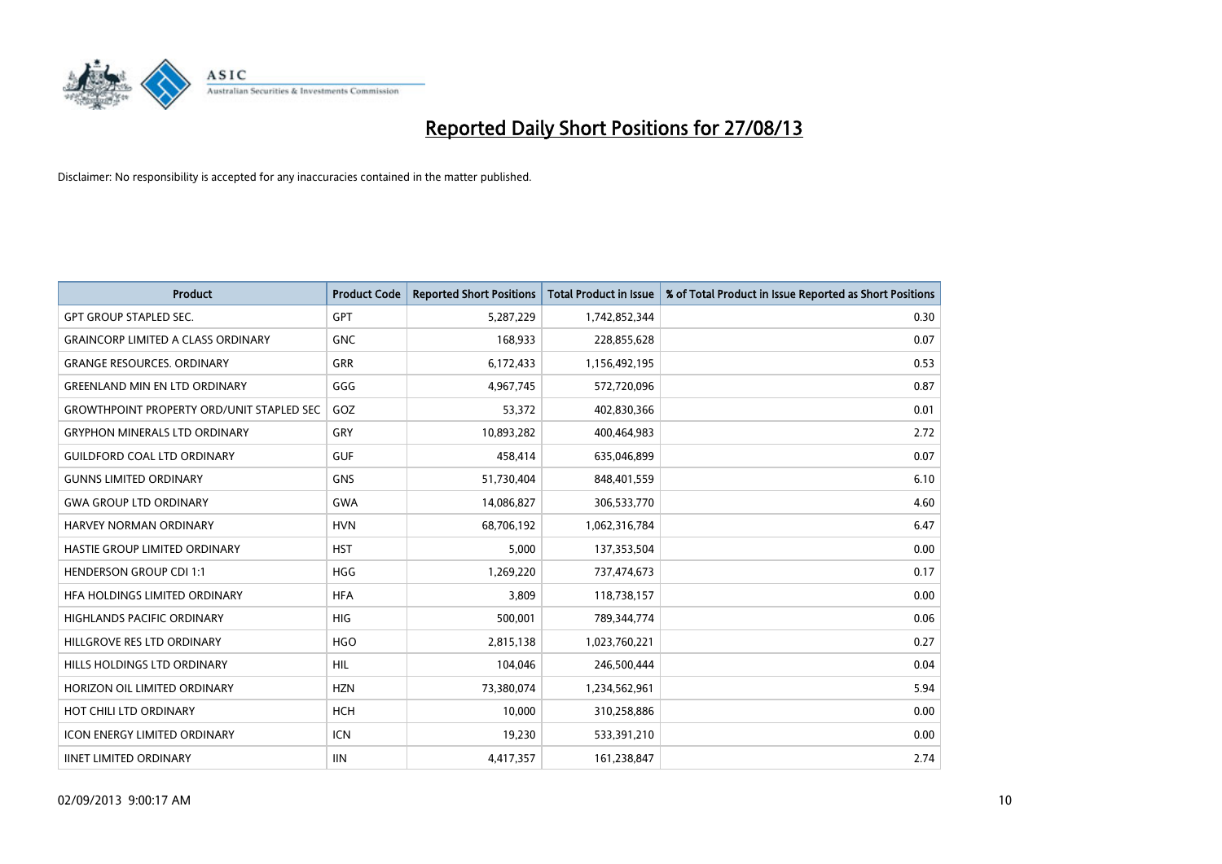# Reported Daily Short Positions for 27/08/13

Disclaimer: No responsibility is accepted for any inaccuracies contained in the matter published.

| Product | Product Code | Reported Short Positions | Total Product in Issue | % of Total Product in Issue Reported as Short Positions |
|---|---|---|---|---|
| GPT GROUP STAPLED SEC. | GPT | 5,287,229 | 1,742,852,344 | 0.30 |
| GRAINCORP LIMITED A CLASS ORDINARY | GNC | 168,933 | 228,855,628 | 0.07 |
| GRANGE RESOURCES. ORDINARY | GRR | 6,172,433 | 1,156,492,195 | 0.53 |
| GREENLAND MIN EN LTD ORDINARY | GGG | 4,967,745 | 572,720,096 | 0.87 |
| GROWTHPOINT PROPERTY ORD/UNIT STAPLED SEC | GOZ | 53,372 | 402,830,366 | 0.01 |
| GRYPHON MINERALS LTD ORDINARY | GRY | 10,893,282 | 400,464,983 | 2.72 |
| GUILDFORD COAL LTD ORDINARY | GUF | 458,414 | 635,046,899 | 0.07 |
| GUNNS LIMITED ORDINARY | GNS | 51,730,404 | 848,401,559 | 6.10 |
| GWA GROUP LTD ORDINARY | GWA | 14,086,827 | 306,533,770 | 4.60 |
| HARVEY NORMAN ORDINARY | HVN | 68,706,192 | 1,062,316,784 | 6.47 |
| HASTIE GROUP LIMITED ORDINARY | HST | 5,000 | 137,353,504 | 0.00 |
| HENDERSON GROUP CDI 1:1 | HGG | 1,269,220 | 737,474,673 | 0.17 |
| HFA HOLDINGS LIMITED ORDINARY | HFA | 3,809 | 118,738,157 | 0.00 |
| HIGHLANDS PACIFIC ORDINARY | HIG | 500,001 | 789,344,774 | 0.06 |
| HILLGROVE RES LTD ORDINARY | HGO | 2,815,138 | 1,023,760,221 | 0.27 |
| HILLS HOLDINGS LTD ORDINARY | HIL | 104,046 | 246,500,444 | 0.04 |
| HORIZON OIL LIMITED ORDINARY | HZN | 73,380,074 | 1,234,562,961 | 5.94 |
| HOT CHILI LTD ORDINARY | HCH | 10,000 | 310,258,886 | 0.00 |
| ICON ENERGY LIMITED ORDINARY | ICN | 19,230 | 533,391,210 | 0.00 |
| IINET LIMITED ORDINARY | IIN | 4,417,357 | 161,238,847 | 2.74 |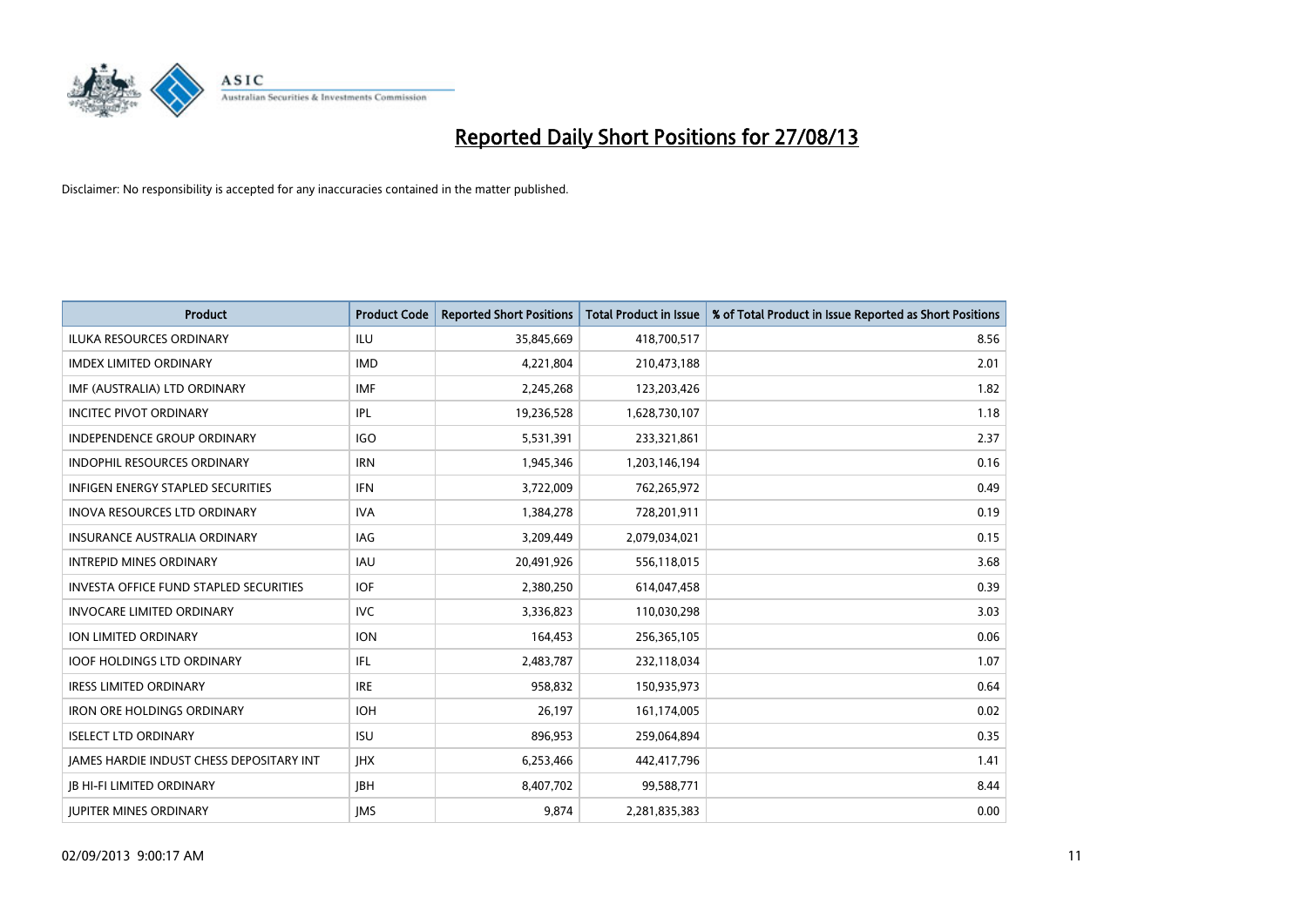# Reported Daily Short Positions for 27/08/13

Disclaimer: No responsibility is accepted for any inaccuracies contained in the matter published.

| Product | Product Code | Reported Short Positions | Total Product in Issue | % of Total Product in Issue Reported as Short Positions |
|---|---|---|---|---|
| ILUKA RESOURCES ORDINARY | ILU | 35,845,669 | 418,700,517 | 8.56 |
| IMDEX LIMITED ORDINARY | IMD | 4,221,804 | 210,473,188 | 2.01 |
| IMF (AUSTRALIA) LTD ORDINARY | IMF | 2,245,268 | 123,203,426 | 1.82 |
| INCITEC PIVOT ORDINARY | IPL | 19,236,528 | 1,628,730,107 | 1.18 |
| INDEPENDENCE GROUP ORDINARY | IGO | 5,531,391 | 233,321,861 | 2.37 |
| INDOPHIL RESOURCES ORDINARY | IRN | 1,945,346 | 1,203,146,194 | 0.16 |
| INFIGEN ENERGY STAPLED SECURITIES | IFN | 3,722,009 | 762,265,972 | 0.49 |
| INOVA RESOURCES LTD ORDINARY | IVA | 1,384,278 | 728,201,911 | 0.19 |
| INSURANCE AUSTRALIA ORDINARY | IAG | 3,209,449 | 2,079,034,021 | 0.15 |
| INTREPID MINES ORDINARY | IAU | 20,491,926 | 556,118,015 | 3.68 |
| INVESTA OFFICE FUND STAPLED SECURITIES | IOF | 2,380,250 | 614,047,458 | 0.39 |
| INVOCARE LIMITED ORDINARY | IVC | 3,336,823 | 110,030,298 | 3.03 |
| ION LIMITED ORDINARY | ION | 164,453 | 256,365,105 | 0.06 |
| IOOF HOLDINGS LTD ORDINARY | IFL | 2,483,787 | 232,118,034 | 1.07 |
| IRESS LIMITED ORDINARY | IRE | 958,832 | 150,935,973 | 0.64 |
| IRON ORE HOLDINGS ORDINARY | IOH | 26,197 | 161,174,005 | 0.02 |
| ISELECT LTD ORDINARY | ISU | 896,953 | 259,064,894 | 0.35 |
| JAMES HARDIE INDUST CHESS DEPOSITARY INT | JHX | 6,253,466 | 442,417,796 | 1.41 |
| JB HI-FI LIMITED ORDINARY | JBH | 8,407,702 | 99,588,771 | 8.44 |
| JUPITER MINES ORDINARY | JMS | 9,874 | 2,281,835,383 | 0.00 |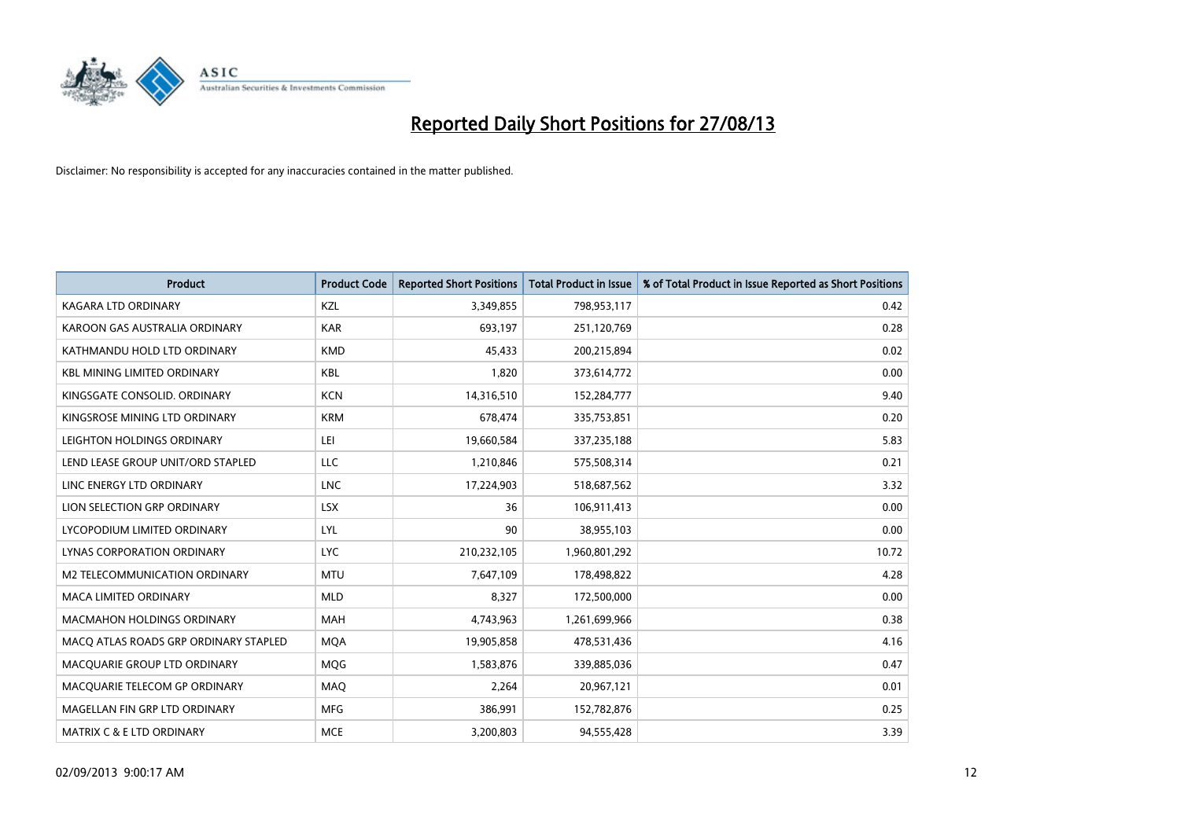# Reported Daily Short Positions for 27/08/13

Disclaimer: No responsibility is accepted for any inaccuracies contained in the matter published.

| Product | Product Code | Reported Short Positions | Total Product in Issue | % of Total Product in Issue Reported as Short Positions |
|---|---|---|---|---|
| KAGARA LTD ORDINARY | KZL | 3,349,855 | 798,953,117 | 0.42 |
| KAROON GAS AUSTRALIA ORDINARY | KAR | 693,197 | 251,120,769 | 0.28 |
| KATHMANDU HOLD LTD ORDINARY | KMD | 45,433 | 200,215,894 | 0.02 |
| KBL MINING LIMITED ORDINARY | KBL | 1,820 | 373,614,772 | 0.00 |
| KINGSGATE CONSOLID. ORDINARY | KCN | 14,316,510 | 152,284,777 | 9.40 |
| KINGSROSE MINING LTD ORDINARY | KRM | 678,474 | 335,753,851 | 0.20 |
| LEIGHTON HOLDINGS ORDINARY | LEI | 19,660,584 | 337,235,188 | 5.83 |
| LEND LEASE GROUP UNIT/ORD STAPLED | LLC | 1,210,846 | 575,508,314 | 0.21 |
| LINC ENERGY LTD ORDINARY | LNC | 17,224,903 | 518,687,562 | 3.32 |
| LION SELECTION GRP ORDINARY | LSX | 36 | 106,911,413 | 0.00 |
| LYCOPODIUM LIMITED ORDINARY | LYL | 90 | 38,955,103 | 0.00 |
| LYNAS CORPORATION ORDINARY | LYC | 210,232,105 | 1,960,801,292 | 10.72 |
| M2 TELECOMMUNICATION ORDINARY | MTU | 7,647,109 | 178,498,822 | 4.28 |
| MACA LIMITED ORDINARY | MLD | 8,327 | 172,500,000 | 0.00 |
| MACMAHON HOLDINGS ORDINARY | MAH | 4,743,963 | 1,261,699,966 | 0.38 |
| MACQ ATLAS ROADS GRP ORDINARY STAPLED | MQA | 19,905,858 | 478,531,436 | 4.16 |
| MACQUARIE GROUP LTD ORDINARY | MQG | 1,583,876 | 339,885,036 | 0.47 |
| MACQUARIE TELECOM GP ORDINARY | MAQ | 2,264 | 20,967,121 | 0.01 |
| MAGELLAN FIN GRP LTD ORDINARY | MFG | 386,991 | 152,782,876 | 0.25 |
| MATRIX C & E LTD ORDINARY | MCE | 3,200,803 | 94,555,428 | 3.39 |

02/09/2013 9:00:17 AM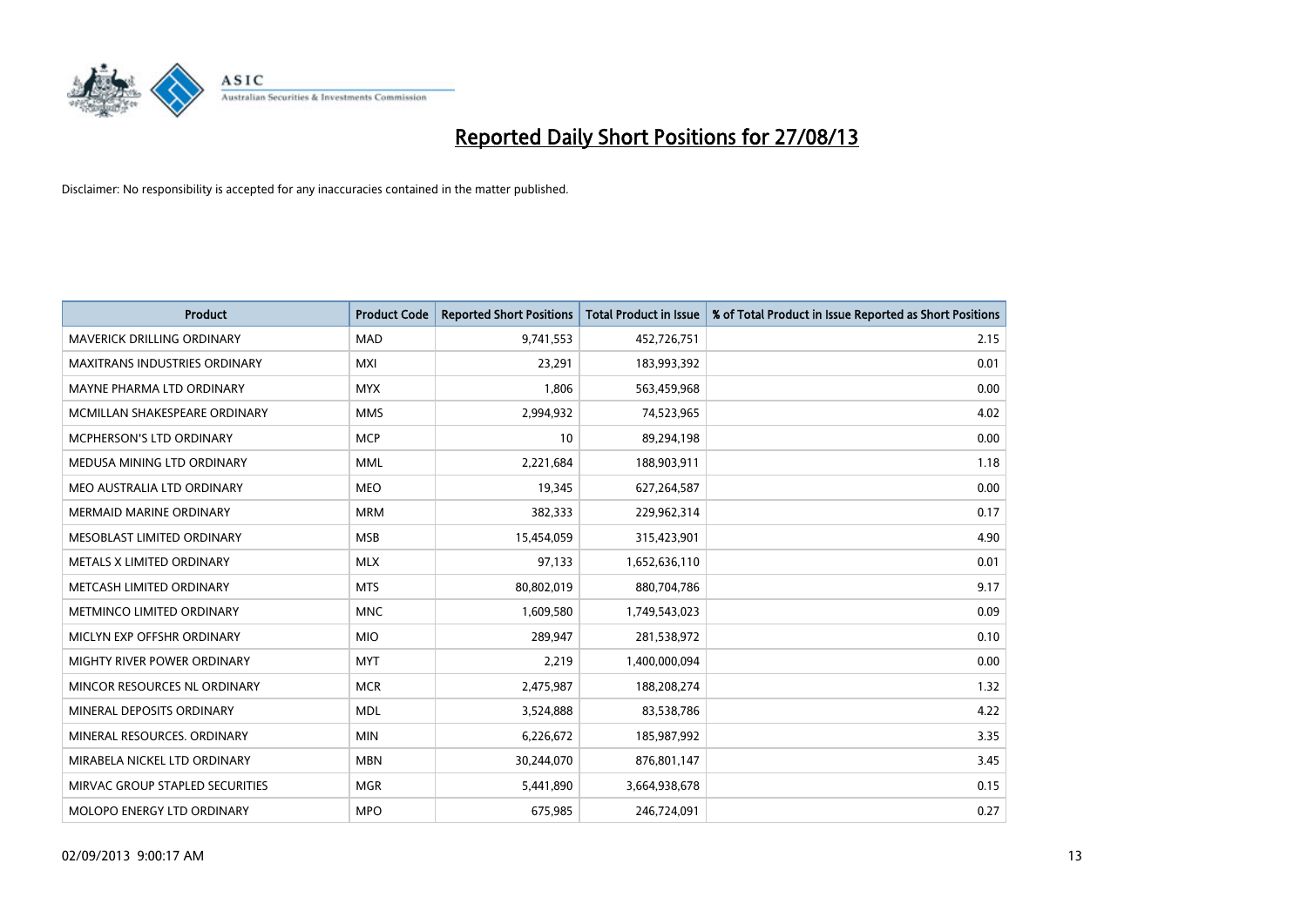# Reported Daily Short Positions for 27/08/13

Disclaimer: No responsibility is accepted for any inaccuracies contained in the matter published.

| Product | Product Code | Reported Short Positions | Total Product in Issue | % of Total Product in Issue Reported as Short Positions |
|---|---|---|---|---|
| MAVERICK DRILLING ORDINARY | MAD | 9,741,553 | 452,726,751 | 2.15 |
| MAXITRANS INDUSTRIES ORDINARY | MXI | 23,291 | 183,993,392 | 0.01 |
| MAYNE PHARMA LTD ORDINARY | MYX | 1,806 | 563,459,968 | 0.00 |
| MCMILLAN SHAKESPEARE ORDINARY | MMS | 2,994,932 | 74,523,965 | 4.02 |
| MCPHERSON'S LTD ORDINARY | MCP | 10 | 89,294,198 | 0.00 |
| MEDUSA MINING LTD ORDINARY | MML | 2,221,684 | 188,903,911 | 1.18 |
| MEO AUSTRALIA LTD ORDINARY | MEO | 19,345 | 627,264,587 | 0.00 |
| MERMAID MARINE ORDINARY | MRM | 382,333 | 229,962,314 | 0.17 |
| MESOBLAST LIMITED ORDINARY | MSB | 15,454,059 | 315,423,901 | 4.90 |
| METALS X LIMITED ORDINARY | MLX | 97,133 | 1,652,636,110 | 0.01 |
| METCASH LIMITED ORDINARY | MTS | 80,802,019 | 880,704,786 | 9.17 |
| METMINCO LIMITED ORDINARY | MNC | 1,609,580 | 1,749,543,023 | 0.09 |
| MICLYN EXP OFFSHR ORDINARY | MIO | 289,947 | 281,538,972 | 0.10 |
| MIGHTY RIVER POWER ORDINARY | MYT | 2,219 | 1,400,000,094 | 0.00 |
| MINCOR RESOURCES NL ORDINARY | MCR | 2,475,987 | 188,208,274 | 1.32 |
| MINERAL DEPOSITS ORDINARY | MDL | 3,524,888 | 83,538,786 | 4.22 |
| MINERAL RESOURCES. ORDINARY | MIN | 6,226,672 | 185,987,992 | 3.35 |
| MIRABELA NICKEL LTD ORDINARY | MBN | 30,244,070 | 876,801,147 | 3.45 |
| MIRVAC GROUP STAPLED SECURITIES | MGR | 5,441,890 | 3,664,938,678 | 0.15 |
| MOLOPO ENERGY LTD ORDINARY | MPO | 675,985 | 246,724,091 | 0.27 |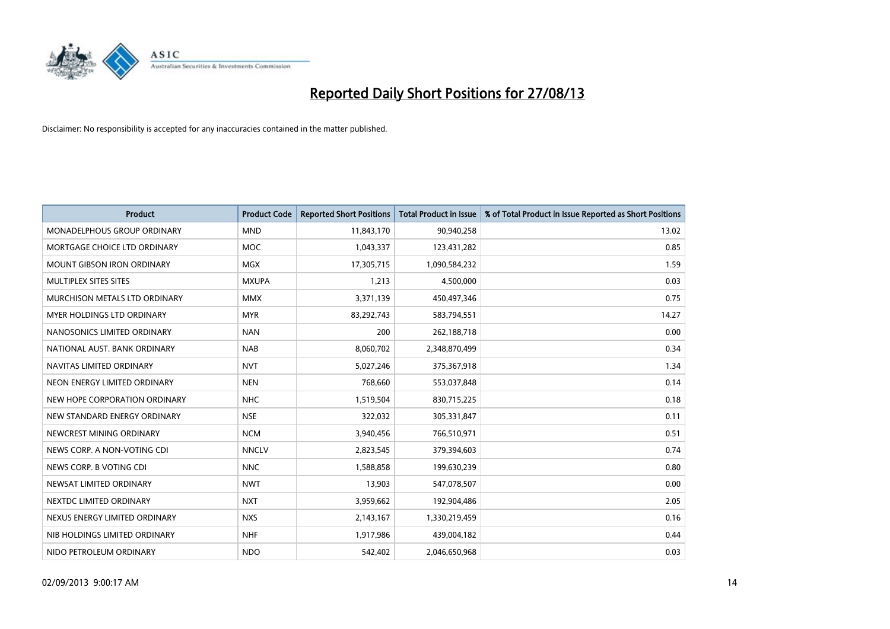# Reported Daily Short Positions for 27/08/13

Disclaimer: No responsibility is accepted for any inaccuracies contained in the matter published.

| Product | Product Code | Reported Short Positions | Total Product in Issue | % of Total Product in Issue Reported as Short Positions |
|---|---|---|---|---|
| MONADELPHOUS GROUP ORDINARY | MND | 11,843,170 | 90,940,258 | 13.02 |
| MORTGAGE CHOICE LTD ORDINARY | MOC | 1,043,337 | 123,431,282 | 0.85 |
| MOUNT GIBSON IRON ORDINARY | MGX | 17,305,715 | 1,090,584,232 | 1.59 |
| MULTIPLEX SITES SITES | MXUPA | 1,213 | 4,500,000 | 0.03 |
| MURCHISON METALS LTD ORDINARY | MMX | 3,371,139 | 450,497,346 | 0.75 |
| MYER HOLDINGS LTD ORDINARY | MYR | 83,292,743 | 583,794,551 | 14.27 |
| NANOSONICS LIMITED ORDINARY | NAN | 200 | 262,188,718 | 0.00 |
| NATIONAL AUST. BANK ORDINARY | NAB | 8,060,702 | 2,348,870,499 | 0.34 |
| NAVITAS LIMITED ORDINARY | NVT | 5,027,246 | 375,367,918 | 1.34 |
| NEON ENERGY LIMITED ORDINARY | NEN | 768,660 | 553,037,848 | 0.14 |
| NEW HOPE CORPORATION ORDINARY | NHC | 1,519,504 | 830,715,225 | 0.18 |
| NEW STANDARD ENERGY ORDINARY | NSE | 322,032 | 305,331,847 | 0.11 |
| NEWCREST MINING ORDINARY | NCM | 3,940,456 | 766,510,971 | 0.51 |
| NEWS CORP. A NON-VOTING CDI | NNCLV | 2,823,545 | 379,394,603 | 0.74 |
| NEWS CORP. B VOTING CDI | NNC | 1,588,858 | 199,630,239 | 0.80 |
| NEWSAT LIMITED ORDINARY | NWT | 13,903 | 547,078,507 | 0.00 |
| NEXTDC LIMITED ORDINARY | NXT | 3,959,662 | 192,904,486 | 2.05 |
| NEXUS ENERGY LIMITED ORDINARY | NXS | 2,143,167 | 1,330,219,459 | 0.16 |
| NIB HOLDINGS LIMITED ORDINARY | NHF | 1,917,986 | 439,004,182 | 0.44 |
| NIDO PETROLEUM ORDINARY | NDO | 542,402 | 2,046,650,968 | 0.03 |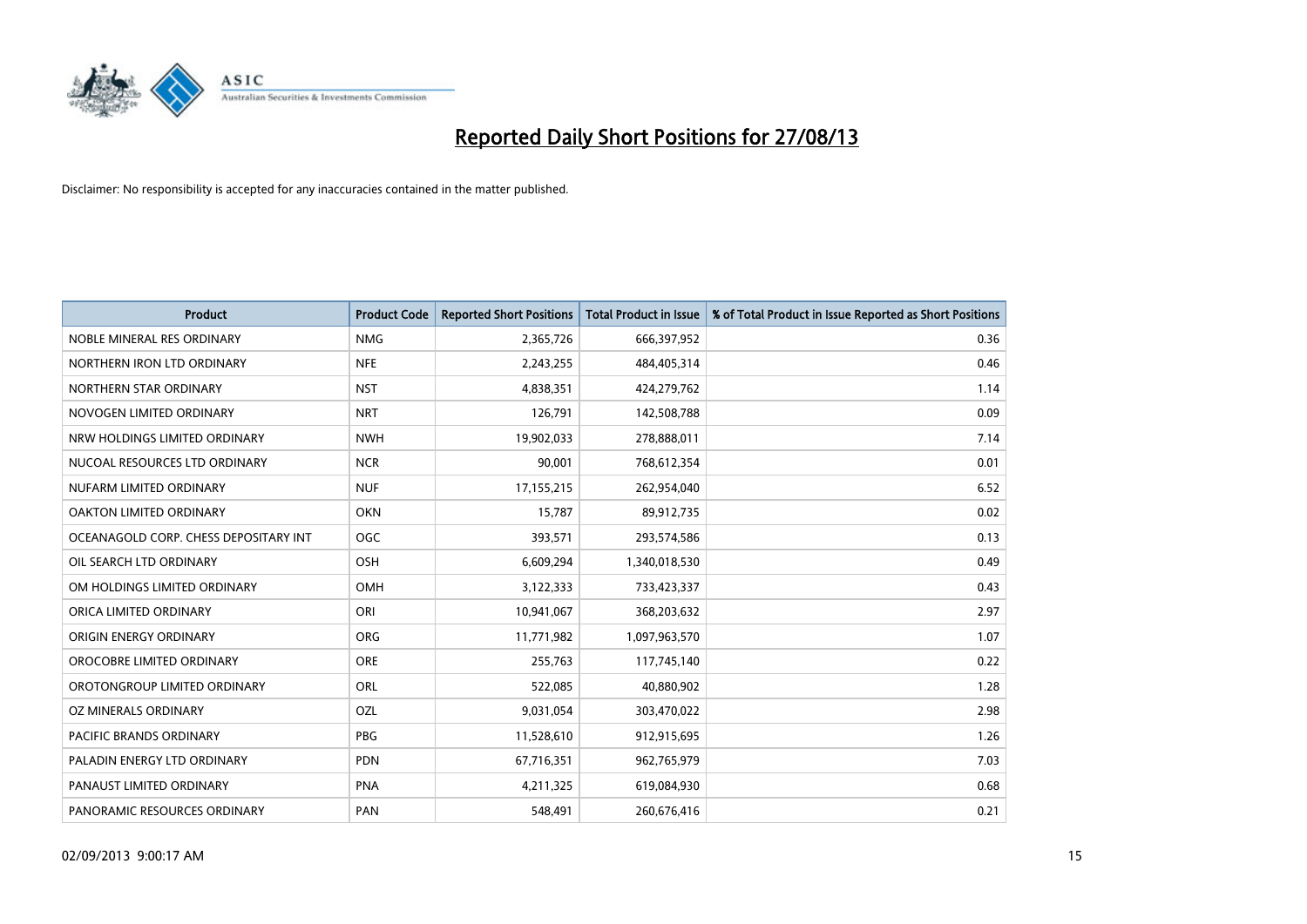# Reported Daily Short Positions for 27/08/13

Disclaimer: No responsibility is accepted for any inaccuracies contained in the matter published.

| Product | Product Code | Reported Short Positions | Total Product in Issue | % of Total Product in Issue Reported as Short Positions |
|---|---|---|---|---|
| NOBLE MINERAL RES ORDINARY | NMG | 2,365,726 | 666,397,952 | 0.36 |
| NORTHERN IRON LTD ORDINARY | NFE | 2,243,255 | 484,405,314 | 0.46 |
| NORTHERN STAR ORDINARY | NST | 4,838,351 | 424,279,762 | 1.14 |
| NOVOGEN LIMITED ORDINARY | NRT | 126,791 | 142,508,788 | 0.09 |
| NRW HOLDINGS LIMITED ORDINARY | NWH | 19,902,033 | 278,888,011 | 7.14 |
| NUCOAL RESOURCES LTD ORDINARY | NCR | 90,001 | 768,612,354 | 0.01 |
| NUFARM LIMITED ORDINARY | NUF | 17,155,215 | 262,954,040 | 6.52 |
| OAKTON LIMITED ORDINARY | OKN | 15,787 | 89,912,735 | 0.02 |
| OCEANAGOLD CORP. CHESS DEPOSITARY INT | OGC | 393,571 | 293,574,586 | 0.13 |
| OIL SEARCH LTD ORDINARY | OSH | 6,609,294 | 1,340,018,530 | 0.49 |
| OM HOLDINGS LIMITED ORDINARY | OMH | 3,122,333 | 733,423,337 | 0.43 |
| ORICA LIMITED ORDINARY | ORI | 10,941,067 | 368,203,632 | 2.97 |
| ORIGIN ENERGY ORDINARY | ORG | 11,771,982 | 1,097,963,570 | 1.07 |
| OROCOBRE LIMITED ORDINARY | ORE | 255,763 | 117,745,140 | 0.22 |
| OROTONGROUP LIMITED ORDINARY | ORL | 522,085 | 40,880,902 | 1.28 |
| OZ MINERALS ORDINARY | OZL | 9,031,054 | 303,470,022 | 2.98 |
| PACIFIC BRANDS ORDINARY | PBG | 11,528,610 | 912,915,695 | 1.26 |
| PALADIN ENERGY LTD ORDINARY | PDN | 67,716,351 | 962,765,979 | 7.03 |
| PANAUST LIMITED ORDINARY | PNA | 4,211,325 | 619,084,930 | 0.68 |
| PANORAMIC RESOURCES ORDINARY | PAN | 548,491 | 260,676,416 | 0.21 |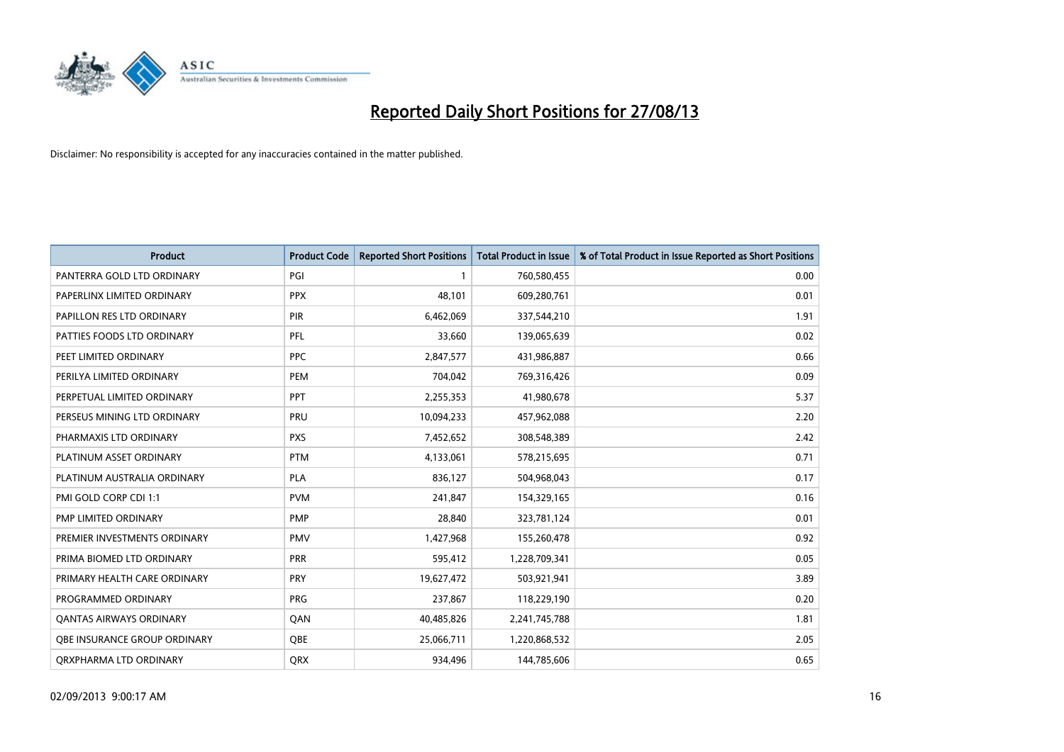# Reported Daily Short Positions for 27/08/13

Disclaimer: No responsibility is accepted for any inaccuracies contained in the matter published.

| Product | Product Code | Reported Short Positions | Total Product in Issue | % of Total Product in Issue Reported as Short Positions |
|---|---|---|---|---|
| PANTERRA GOLD LTD ORDINARY | PGI | 1 | 760,580,455 | 0.00 |
| PAPERLINX LIMITED ORDINARY | PPX | 48,101 | 609,280,761 | 0.01 |
| PAPILLON RES LTD ORDINARY | PIR | 6,462,069 | 337,544,210 | 1.91 |
| PATTIES FOODS LTD ORDINARY | PFL | 33,660 | 139,065,639 | 0.02 |
| PEET LIMITED ORDINARY | PPC | 2,847,577 | 431,986,887 | 0.66 |
| PERILYA LIMITED ORDINARY | PEM | 704,042 | 769,316,426 | 0.09 |
| PERPETUAL LIMITED ORDINARY | PPT | 2,255,353 | 41,980,678 | 5.37 |
| PERSEUS MINING LTD ORDINARY | PRU | 10,094,233 | 457,962,088 | 2.20 |
| PHARMAXIS LTD ORDINARY | PXS | 7,452,652 | 308,548,389 | 2.42 |
| PLATINUM ASSET ORDINARY | PTM | 4,133,061 | 578,215,695 | 0.71 |
| PLATINUM AUSTRALIA ORDINARY | PLA | 836,127 | 504,968,043 | 0.17 |
| PMI GOLD CORP CDI 1:1 | PVM | 241,847 | 154,329,165 | 0.16 |
| PMP LIMITED ORDINARY | PMP | 28,840 | 323,781,124 | 0.01 |
| PREMIER INVESTMENTS ORDINARY | PMV | 1,427,968 | 155,260,478 | 0.92 |
| PRIMA BIOMED LTD ORDINARY | PRR | 595,412 | 1,228,709,341 | 0.05 |
| PRIMARY HEALTH CARE ORDINARY | PRY | 19,627,472 | 503,921,941 | 3.89 |
| PROGRAMMED ORDINARY | PRG | 237,867 | 118,229,190 | 0.20 |
| QANTAS AIRWAYS ORDINARY | QAN | 40,485,826 | 2,241,745,788 | 1.81 |
| QBE INSURANCE GROUP ORDINARY | QBE | 25,066,711 | 1,220,868,532 | 2.05 |
| QRXPHARMA LTD ORDINARY | QRX | 934,496 | 144,785,606 | 0.65 |

02/09/2013 9:00:17 AM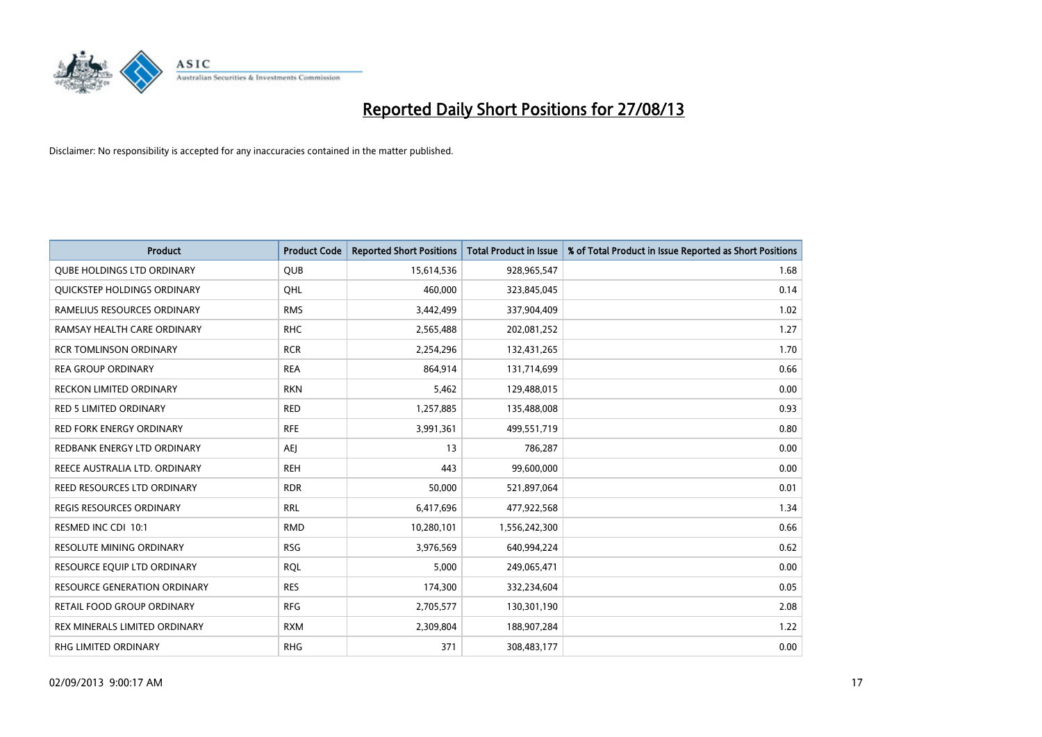# Reported Daily Short Positions for 27/08/13

Disclaimer: No responsibility is accepted for any inaccuracies contained in the matter published.

| Product | Product Code | Reported Short Positions | Total Product in Issue | % of Total Product in Issue Reported as Short Positions |
|---|---|---|---|---|
| QUBE HOLDINGS LTD ORDINARY | QUB | 15,614,536 | 928,965,547 | 1.68 |
| QUICKSTEP HOLDINGS ORDINARY | QHL | 460,000 | 323,845,045 | 0.14 |
| RAMELIUS RESOURCES ORDINARY | RMS | 3,442,499 | 337,904,409 | 1.02 |
| RAMSAY HEALTH CARE ORDINARY | RHC | 2,565,488 | 202,081,252 | 1.27 |
| RCR TOMLINSON ORDINARY | RCR | 2,254,296 | 132,431,265 | 1.70 |
| REA GROUP ORDINARY | REA | 864,914 | 131,714,699 | 0.66 |
| RECKON LIMITED ORDINARY | RKN | 5,462 | 129,488,015 | 0.00 |
| RED 5 LIMITED ORDINARY | RED | 1,257,885 | 135,488,008 | 0.93 |
| RED FORK ENERGY ORDINARY | RFE | 3,991,361 | 499,551,719 | 0.80 |
| REDBANK ENERGY LTD ORDINARY | AEJ | 13 | 786,287 | 0.00 |
| REECE AUSTRALIA LTD. ORDINARY | REH | 443 | 99,600,000 | 0.00 |
| REED RESOURCES LTD ORDINARY | RDR | 50,000 | 521,897,064 | 0.01 |
| REGIS RESOURCES ORDINARY | RRL | 6,417,696 | 477,922,568 | 1.34 |
| RESMED INC CDI 10:1 | RMD | 10,280,101 | 1,556,242,300 | 0.66 |
| RESOLUTE MINING ORDINARY | RSG | 3,976,569 | 640,994,224 | 0.62 |
| RESOURCE EQUIP LTD ORDINARY | RQL | 5,000 | 249,065,471 | 0.00 |
| RESOURCE GENERATION ORDINARY | RES | 174,300 | 332,234,604 | 0.05 |
| RETAIL FOOD GROUP ORDINARY | RFG | 2,705,577 | 130,301,190 | 2.08 |
| REX MINERALS LIMITED ORDINARY | RXM | 2,309,804 | 188,907,284 | 1.22 |
| RHG LIMITED ORDINARY | RHG | 371 | 308,483,177 | 0.00 |

02/09/2013 9:00:17 AM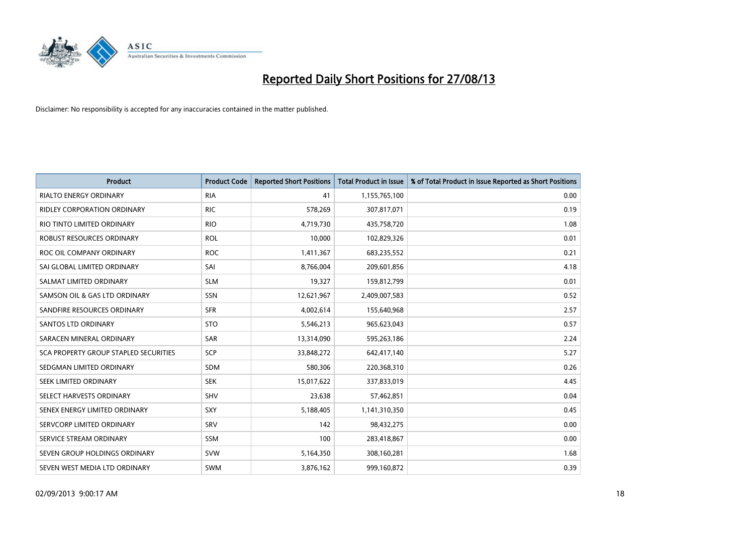# Reported Daily Short Positions for 27/08/13

Disclaimer: No responsibility is accepted for any inaccuracies contained in the matter published.

| Product | Product Code | Reported Short Positions | Total Product in Issue | % of Total Product in Issue Reported as Short Positions |
|---|---|---|---|---|
| RIALTO ENERGY ORDINARY | RIA | 41 | 1,155,765,100 | 0.00 |
| RIDLEY CORPORATION ORDINARY | RIC | 578,269 | 307,817,071 | 0.19 |
| RIO TINTO LIMITED ORDINARY | RIO | 4,719,730 | 435,758,720 | 1.08 |
| ROBUST RESOURCES ORDINARY | ROL | 10,000 | 102,829,326 | 0.01 |
| ROC OIL COMPANY ORDINARY | ROC | 1,411,367 | 683,235,552 | 0.21 |
| SAI GLOBAL LIMITED ORDINARY | SAI | 8,766,004 | 209,601,856 | 4.18 |
| SALMAT LIMITED ORDINARY | SLM | 19,327 | 159,812,799 | 0.01 |
| SAMSON OIL & GAS LTD ORDINARY | SSN | 12,621,967 | 2,409,007,583 | 0.52 |
| SANDFIRE RESOURCES ORDINARY | SFR | 4,002,614 | 155,640,968 | 2.57 |
| SANTOS LTD ORDINARY | STO | 5,546,213 | 965,623,043 | 0.57 |
| SARACEN MINERAL ORDINARY | SAR | 13,314,090 | 595,263,186 | 2.24 |
| SCA PROPERTY GROUP STAPLED SECURITIES | SCP | 33,848,272 | 642,417,140 | 5.27 |
| SEDGMAN LIMITED ORDINARY | SDM | 580,306 | 220,368,310 | 0.26 |
| SEEK LIMITED ORDINARY | SEK | 15,017,622 | 337,833,019 | 4.45 |
| SELECT HARVESTS ORDINARY | SHV | 23,638 | 57,462,851 | 0.04 |
| SENEX ENERGY LIMITED ORDINARY | SXY | 5,188,405 | 1,141,310,350 | 0.45 |
| SERVCORP LIMITED ORDINARY | SRV | 142 | 98,432,275 | 0.00 |
| SERVICE STREAM ORDINARY | SSM | 100 | 283,418,867 | 0.00 |
| SEVEN GROUP HOLDINGS ORDINARY | SVW | 5,164,350 | 308,160,281 | 1.68 |
| SEVEN WEST MEDIA LTD ORDINARY | SWM | 3,876,162 | 999,160,872 | 0.39 |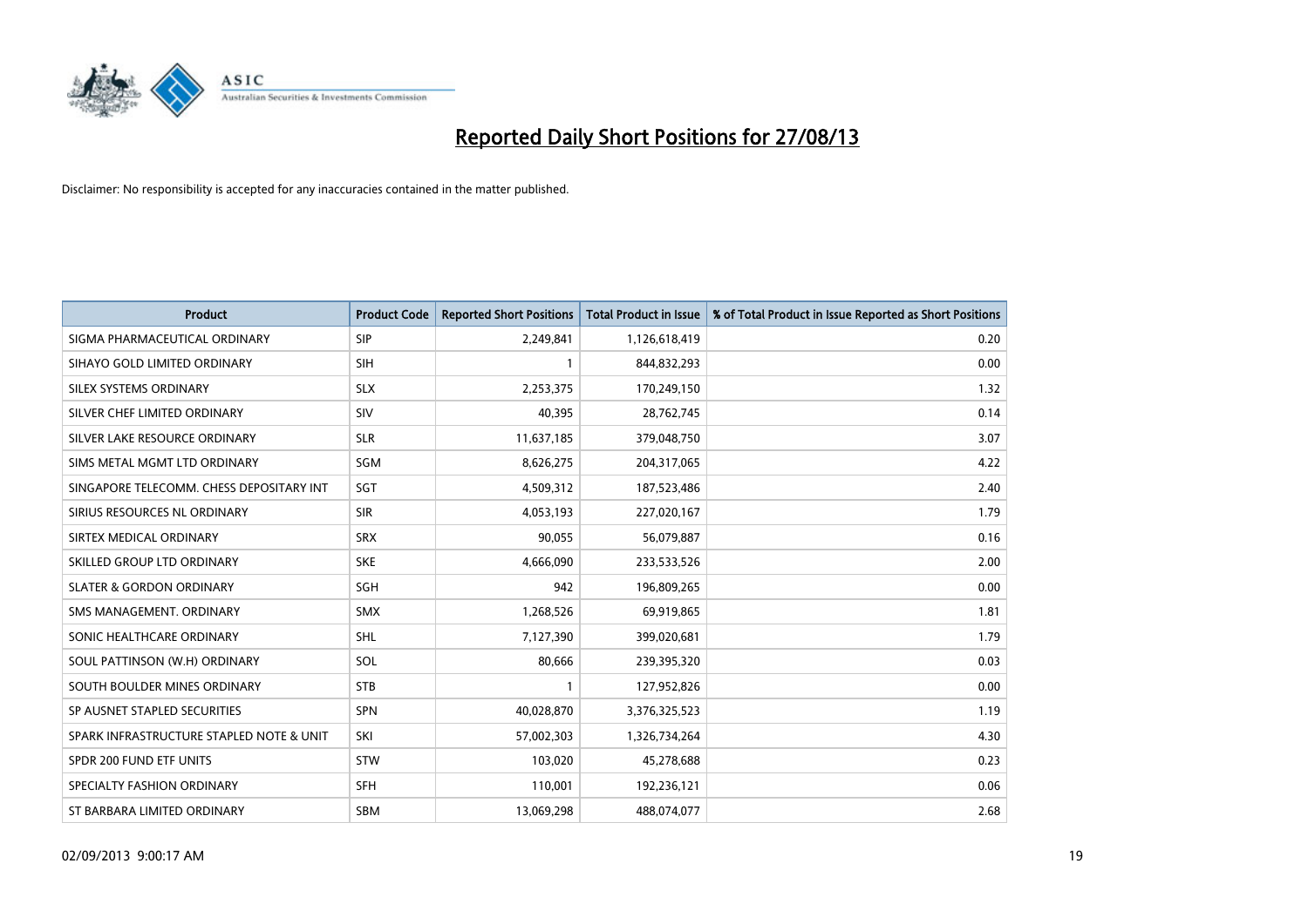# Reported Daily Short Positions for 27/08/13

Disclaimer: No responsibility is accepted for any inaccuracies contained in the matter published.

| Product | Product Code | Reported Short Positions | Total Product in Issue | % of Total Product in Issue Reported as Short Positions |
|---|---|---|---|---|
| SIGMA PHARMACEUTICAL ORDINARY | SIP | 2,249,841 | 1,126,618,419 | 0.20 |
| SIHAYO GOLD LIMITED ORDINARY | SIH | 1 | 844,832,293 | 0.00 |
| SILEX SYSTEMS ORDINARY | SLX | 2,253,375 | 170,249,150 | 1.32 |
| SILVER CHEF LIMITED ORDINARY | SIV | 40,395 | 28,762,745 | 0.14 |
| SILVER LAKE RESOURCE ORDINARY | SLR | 11,637,185 | 379,048,750 | 3.07 |
| SIMS METAL MGMT LTD ORDINARY | SGM | 8,626,275 | 204,317,065 | 4.22 |
| SINGAPORE TELECOMM. CHESS DEPOSITARY INT | SGT | 4,509,312 | 187,523,486 | 2.40 |
| SIRIUS RESOURCES NL ORDINARY | SIR | 4,053,193 | 227,020,167 | 1.79 |
| SIRTEX MEDICAL ORDINARY | SRX | 90,055 | 56,079,887 | 0.16 |
| SKILLED GROUP LTD ORDINARY | SKE | 4,666,090 | 233,533,526 | 2.00 |
| SLATER & GORDON ORDINARY | SGH | 942 | 196,809,265 | 0.00 |
| SMS MANAGEMENT. ORDINARY | SMX | 1,268,526 | 69,919,865 | 1.81 |
| SONIC HEALTHCARE ORDINARY | SHL | 7,127,390 | 399,020,681 | 1.79 |
| SOUL PATTINSON (W.H) ORDINARY | SOL | 80,666 | 239,395,320 | 0.03 |
| SOUTH BOULDER MINES ORDINARY | STB | 1 | 127,952,826 | 0.00 |
| SP AUSNET STAPLED SECURITIES | SPN | 40,028,870 | 3,376,325,523 | 1.19 |
| SPARK INFRASTRUCTURE STAPLED NOTE & UNIT | SKI | 57,002,303 | 1,326,734,264 | 4.30 |
| SPDR 200 FUND ETF UNITS | STW | 103,020 | 45,278,688 | 0.23 |
| SPECIALTY FASHION ORDINARY | SFH | 110,001 | 192,236,121 | 0.06 |
| ST BARBARA LIMITED ORDINARY | SBM | 13,069,298 | 488,074,077 | 2.68 |

02/09/2013 9:00:17 AM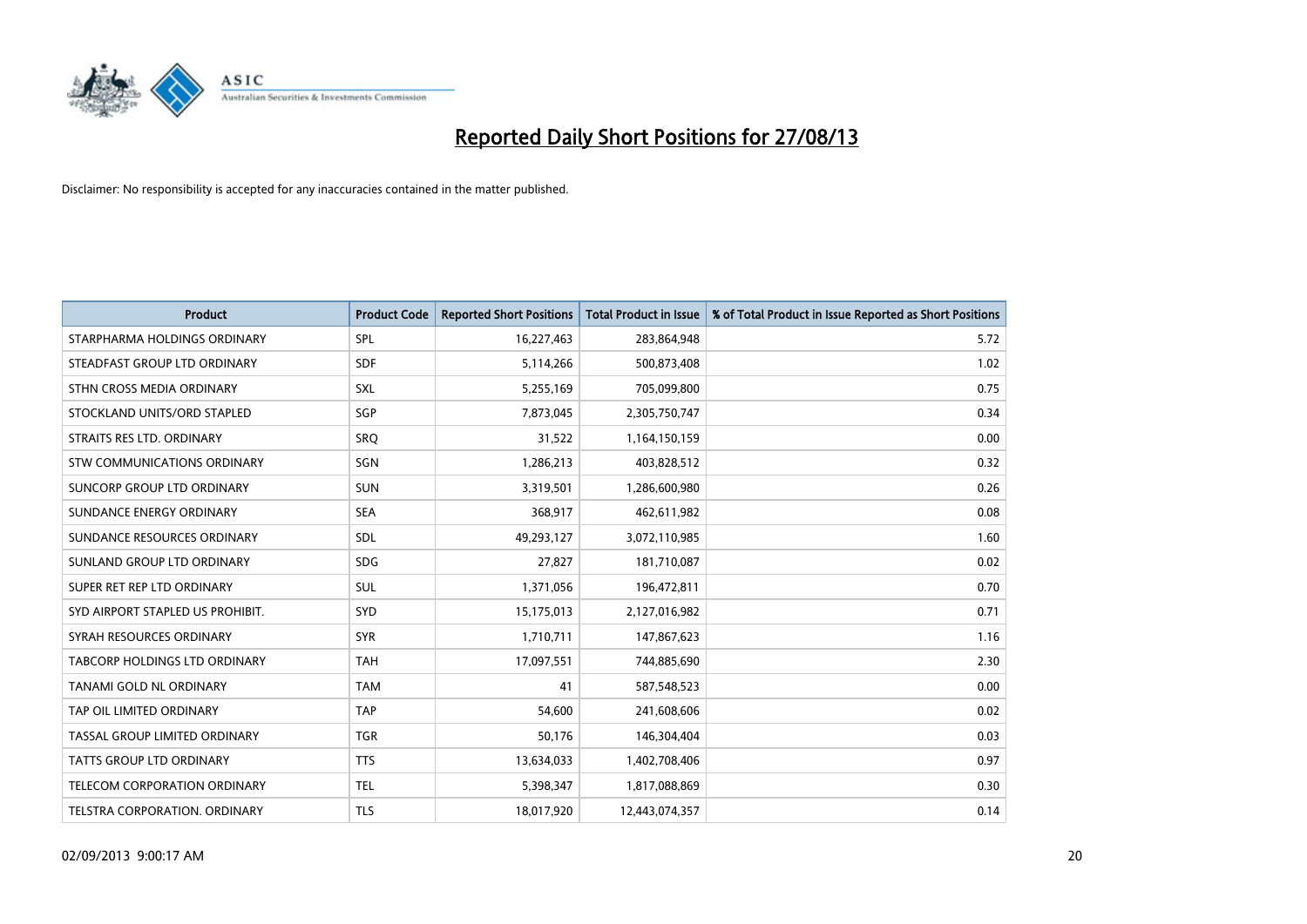# Reported Daily Short Positions for 27/08/13

Disclaimer: No responsibility is accepted for any inaccuracies contained in the matter published.

| Product | Product Code | Reported Short Positions | Total Product in Issue | % of Total Product in Issue Reported as Short Positions |
|---|---|---|---|---|
| STARPHARMA HOLDINGS ORDINARY | SPL | 16,227,463 | 283,864,948 | 5.72 |
| STEADFAST GROUP LTD ORDINARY | SDF | 5,114,266 | 500,873,408 | 1.02 |
| STHN CROSS MEDIA ORDINARY | SXL | 5,255,169 | 705,099,800 | 0.75 |
| STOCKLAND UNITS/ORD STAPLED | SGP | 7,873,045 | 2,305,750,747 | 0.34 |
| STRAITS RES LTD. ORDINARY | SRQ | 31,522 | 1,164,150,159 | 0.00 |
| STW COMMUNICATIONS ORDINARY | SGN | 1,286,213 | 403,828,512 | 0.32 |
| SUNCORP GROUP LTD ORDINARY | SUN | 3,319,501 | 1,286,600,980 | 0.26 |
| SUNDANCE ENERGY ORDINARY | SEA | 368,917 | 462,611,982 | 0.08 |
| SUNDANCE RESOURCES ORDINARY | SDL | 49,293,127 | 3,072,110,985 | 1.60 |
| SUNLAND GROUP LTD ORDINARY | SDG | 27,827 | 181,710,087 | 0.02 |
| SUPER RET REP LTD ORDINARY | SUL | 1,371,056 | 196,472,811 | 0.70 |
| SYD AIRPORT STAPLED US PROHIBIT. | SYD | 15,175,013 | 2,127,016,982 | 0.71 |
| SYRAH RESOURCES ORDINARY | SYR | 1,710,711 | 147,867,623 | 1.16 |
| TABCORP HOLDINGS LTD ORDINARY | TAH | 17,097,551 | 744,885,690 | 2.30 |
| TANAMI GOLD NL ORDINARY | TAM | 41 | 587,548,523 | 0.00 |
| TAP OIL LIMITED ORDINARY | TAP | 54,600 | 241,608,606 | 0.02 |
| TASSAL GROUP LIMITED ORDINARY | TGR | 50,176 | 146,304,404 | 0.03 |
| TATTS GROUP LTD ORDINARY | TTS | 13,634,033 | 1,402,708,406 | 0.97 |
| TELECOM CORPORATION ORDINARY | TEL | 5,398,347 | 1,817,088,869 | 0.30 |
| TELSTRA CORPORATION. ORDINARY | TLS | 18,017,920 | 12,443,074,357 | 0.14 |

02/09/2013 9:00:17 AM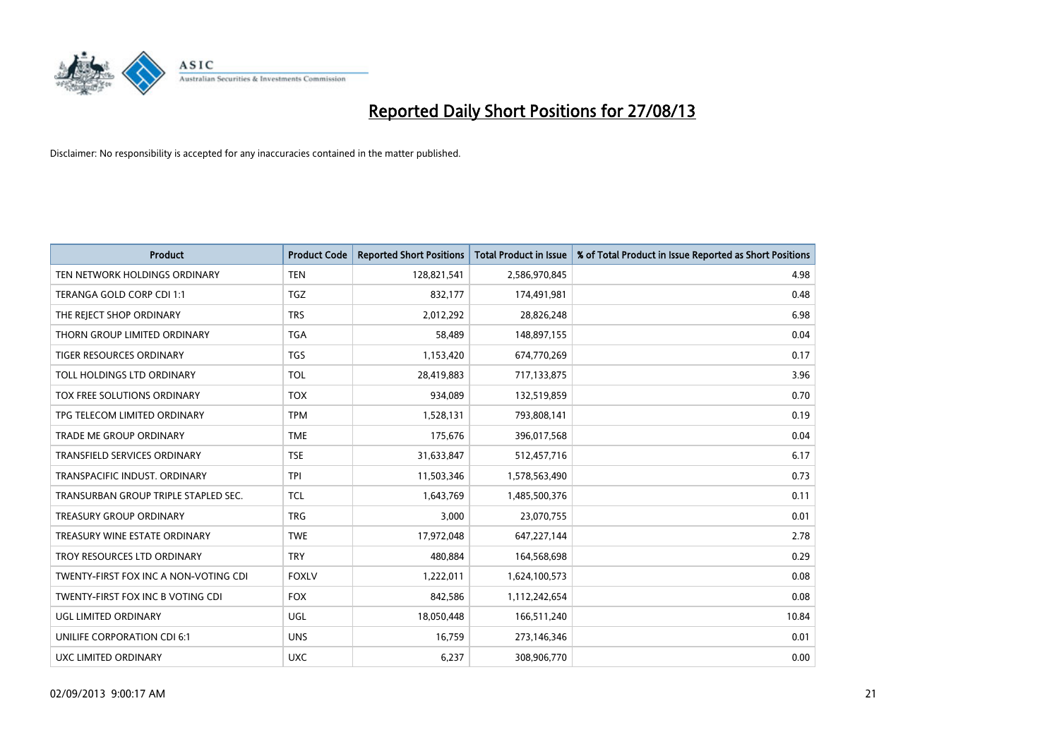# Reported Daily Short Positions for 27/08/13

Disclaimer: No responsibility is accepted for any inaccuracies contained in the matter published.

| Product | Product Code | Reported Short Positions | Total Product in Issue | % of Total Product in Issue Reported as Short Positions |
|---|---|---|---|---|
| TEN NETWORK HOLDINGS ORDINARY | TEN | 128,821,541 | 2,586,970,845 | 4.98 |
| TERANGA GOLD CORP CDI 1:1 | TGZ | 832,177 | 174,491,981 | 0.48 |
| THE REJECT SHOP ORDINARY | TRS | 2,012,292 | 28,826,248 | 6.98 |
| THORN GROUP LIMITED ORDINARY | TGA | 58,489 | 148,897,155 | 0.04 |
| TIGER RESOURCES ORDINARY | TGS | 1,153,420 | 674,770,269 | 0.17 |
| TOLL HOLDINGS LTD ORDINARY | TOL | 28,419,883 | 717,133,875 | 3.96 |
| TOX FREE SOLUTIONS ORDINARY | TOX | 934,089 | 132,519,859 | 0.70 |
| TPG TELECOM LIMITED ORDINARY | TPM | 1,528,131 | 793,808,141 | 0.19 |
| TRADE ME GROUP ORDINARY | TME | 175,676 | 396,017,568 | 0.04 |
| TRANSFIELD SERVICES ORDINARY | TSE | 31,633,847 | 512,457,716 | 6.17 |
| TRANSPACIFIC INDUST. ORDINARY | TPI | 11,503,346 | 1,578,563,490 | 0.73 |
| TRANSURBAN GROUP TRIPLE STAPLED SEC. | TCL | 1,643,769 | 1,485,500,376 | 0.11 |
| TREASURY GROUP ORDINARY | TRG | 3,000 | 23,070,755 | 0.01 |
| TREASURY WINE ESTATE ORDINARY | TWE | 17,972,048 | 647,227,144 | 2.78 |
| TROY RESOURCES LTD ORDINARY | TRY | 480,884 | 164,568,698 | 0.29 |
| TWENTY-FIRST FOX INC A NON-VOTING CDI | FOXLV | 1,222,011 | 1,624,100,573 | 0.08 |
| TWENTY-FIRST FOX INC B VOTING CDI | FOX | 842,586 | 1,112,242,654 | 0.08 |
| UGL LIMITED ORDINARY | UGL | 18,050,448 | 166,511,240 | 10.84 |
| UNILIFE CORPORATION CDI 6:1 | UNS | 16,759 | 273,146,346 | 0.01 |
| UXC LIMITED ORDINARY | UXC | 6,237 | 308,906,770 | 0.00 |

02/09/2013 9:00:17 AM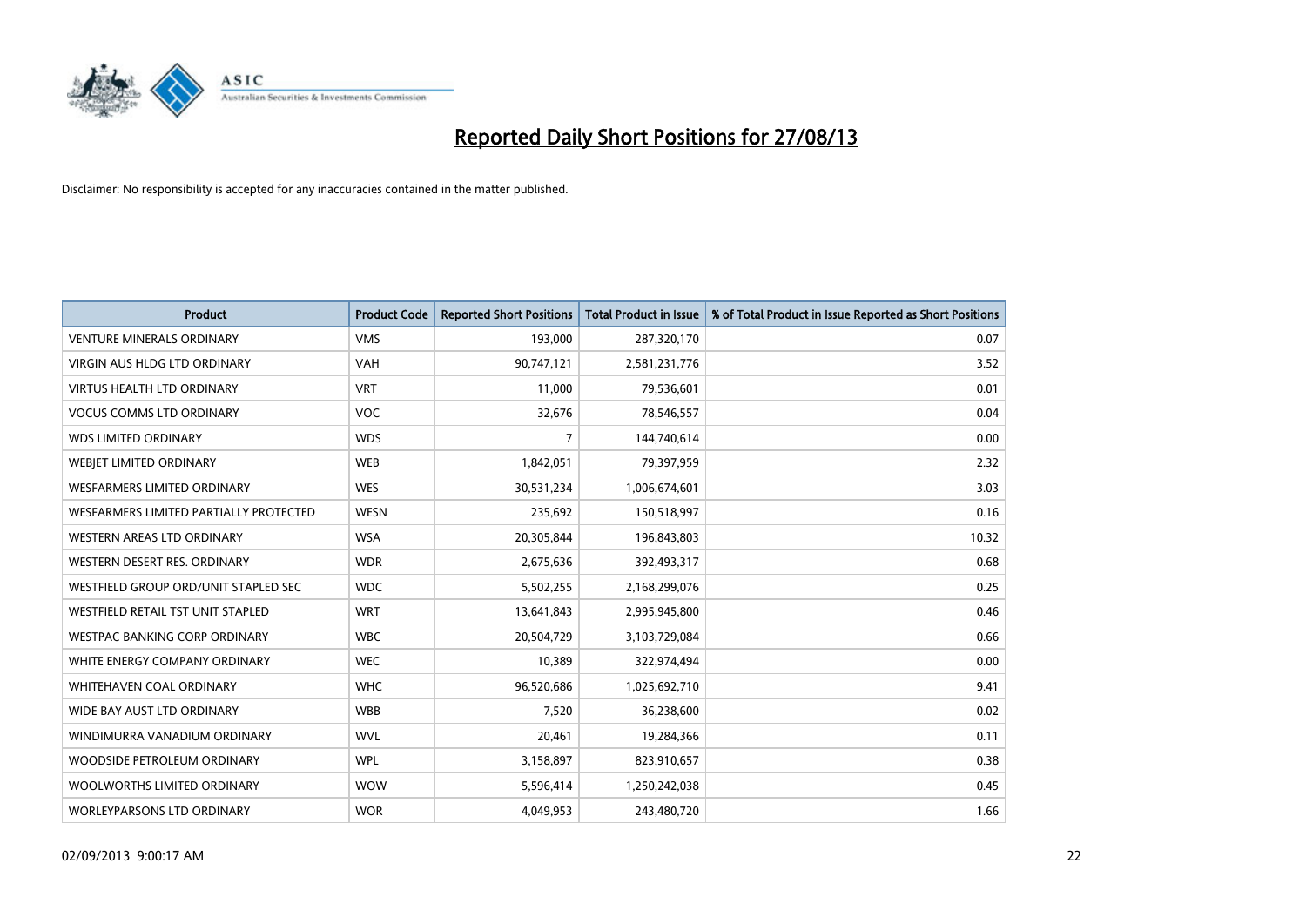# Reported Daily Short Positions for 27/08/13

Disclaimer: No responsibility is accepted for any inaccuracies contained in the matter published.

| Product | Product Code | Reported Short Positions | Total Product in Issue | % of Total Product in Issue Reported as Short Positions |
|---|---|---|---|---|
| VENTURE MINERALS ORDINARY | VMS | 193,000 | 287,320,170 | 0.07 |
| VIRGIN AUS HLDG LTD ORDINARY | VAH | 90,747,121 | 2,581,231,776 | 3.52 |
| VIRTUS HEALTH LTD ORDINARY | VRT | 11,000 | 79,536,601 | 0.01 |
| VOCUS COMMS LTD ORDINARY | VOC | 32,676 | 78,546,557 | 0.04 |
| WDS LIMITED ORDINARY | WDS | 7 | 144,740,614 | 0.00 |
| WEBJET LIMITED ORDINARY | WEB | 1,842,051 | 79,397,959 | 2.32 |
| WESFARMERS LIMITED ORDINARY | WES | 30,531,234 | 1,006,674,601 | 3.03 |
| WESFARMERS LIMITED PARTIALLY PROTECTED | WESN | 235,692 | 150,518,997 | 0.16 |
| WESTERN AREAS LTD ORDINARY | WSA | 20,305,844 | 196,843,803 | 10.32 |
| WESTERN DESERT RES. ORDINARY | WDR | 2,675,636 | 392,493,317 | 0.68 |
| WESTFIELD GROUP ORD/UNIT STAPLED SEC | WDC | 5,502,255 | 2,168,299,076 | 0.25 |
| WESTFIELD RETAIL TST UNIT STAPLED | WRT | 13,641,843 | 2,995,945,800 | 0.46 |
| WESTPAC BANKING CORP ORDINARY | WBC | 20,504,729 | 3,103,729,084 | 0.66 |
| WHITE ENERGY COMPANY ORDINARY | WEC | 10,389 | 322,974,494 | 0.00 |
| WHITEHAVEN COAL ORDINARY | WHC | 96,520,686 | 1,025,692,710 | 9.41 |
| WIDE BAY AUST LTD ORDINARY | WBB | 7,520 | 36,238,600 | 0.02 |
| WINDIMURRA VANADIUM ORDINARY | WVL | 20,461 | 19,284,366 | 0.11 |
| WOODSIDE PETROLEUM ORDINARY | WPL | 3,158,897 | 823,910,657 | 0.38 |
| WOOLWORTHS LIMITED ORDINARY | WOW | 5,596,414 | 1,250,242,038 | 0.45 |
| WORLEYPARSONS LTD ORDINARY | WOR | 4,049,953 | 243,480,720 | 1.66 |

02/09/2013 9:00:17 AM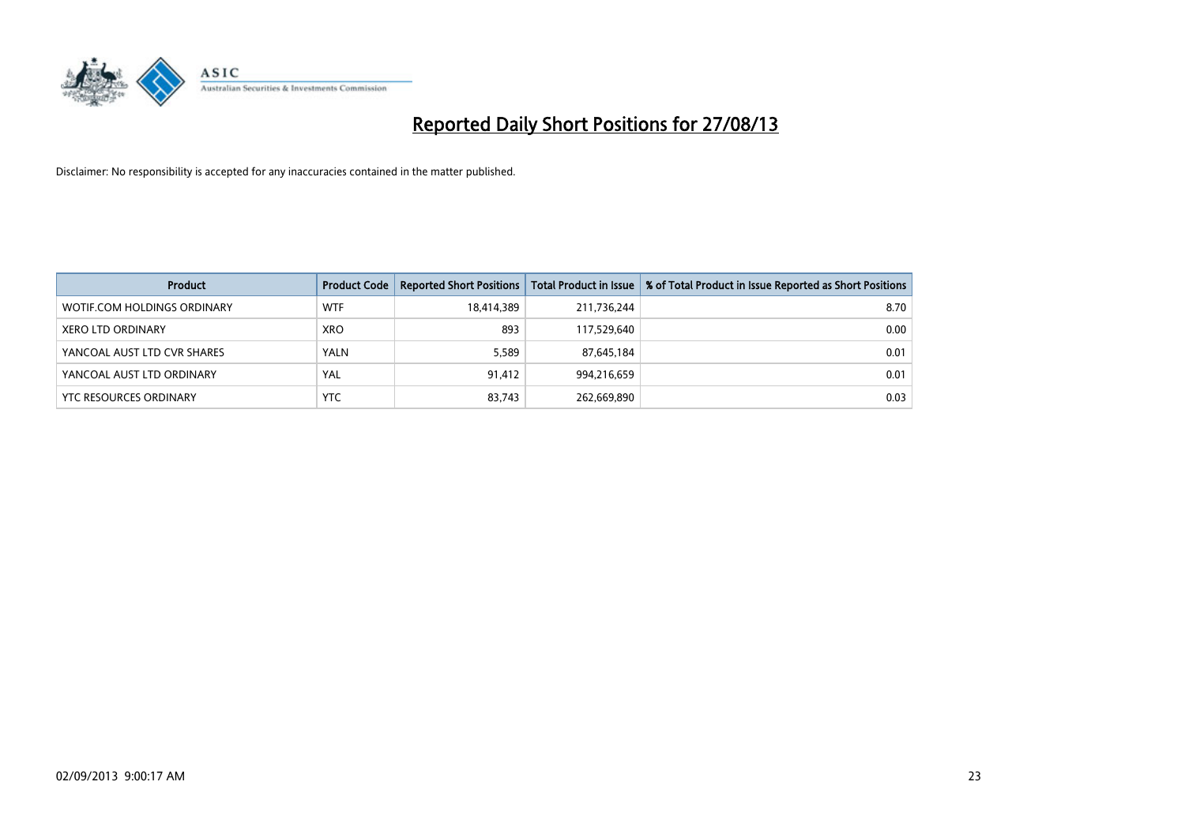# Reported Daily Short Positions for 27/08/13

Disclaimer: No responsibility is accepted for any inaccuracies contained in the matter published.

| Product | Product Code | Reported Short Positions | Total Product in Issue | % of Total Product in Issue Reported as Short Positions |
|---|---|---|---|---|
| WOTIF.COM HOLDINGS ORDINARY | WTF | 18,414,389 | 211,736,244 | 8.70 |
| XERO LTD ORDINARY | XRO | 893 | 117,529,640 | 0.00 |
| YANCOAL AUST LTD CVR SHARES | YALN | 5,589 | 87,645,184 | 0.01 |
| YANCOAL AUST LTD ORDINARY | YAL | 91,412 | 994,216,659 | 0.01 |
| YTC RESOURCES ORDINARY | YTC | 83,743 | 262,669,890 | 0.03 |

02/09/2013 9:00:17 AM